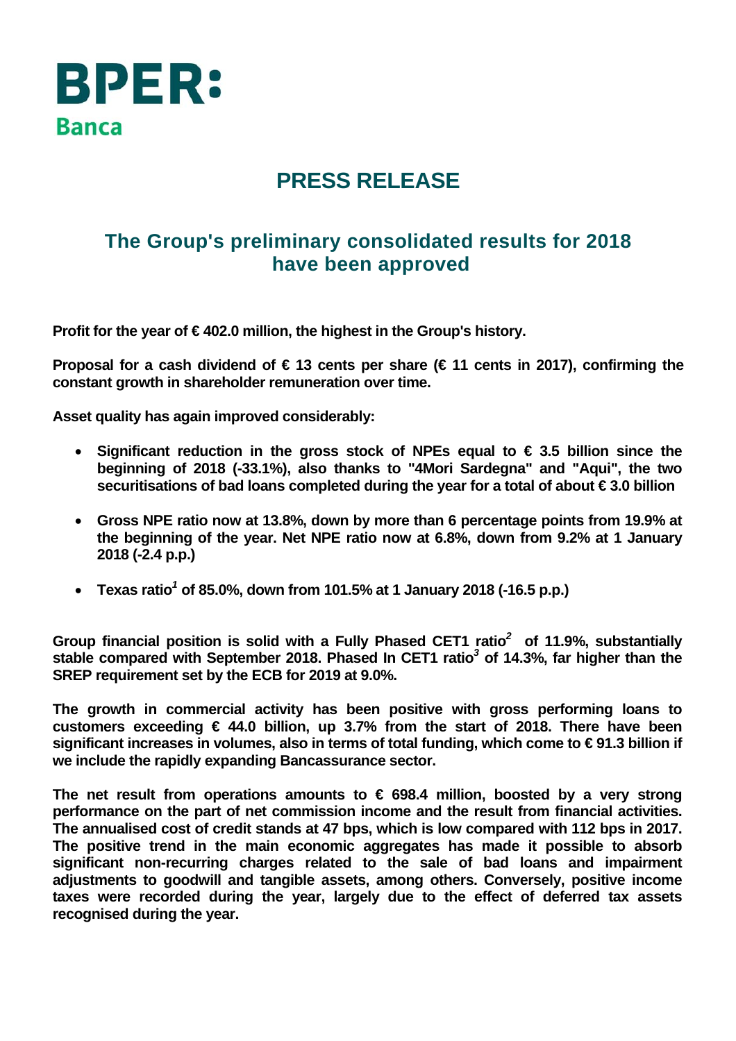BPER:
Banca

# PRESS RELEASE

## The Group's preliminary consolidated results for 2018 have been approved

**Profit for the year of € 402.0 million, the highest in the Group's history.**

**Proposal for a cash dividend of € 13 cents per share (€ 11 cents in 2017), confirming the constant growth in shareholder remuneration over time.**

**Asset quality has again improved considerably:**

- **Significant reduction in the gross stock of NPEs equal to € 3.5 billion since the beginning of 2018 (-33.1%), also thanks to "4Mori Sardegna" and "Aqui", the two securitisations of bad loans completed during the year for a total of about € 3.0 billion**
- **Gross NPE ratio now at 13.8%, down by more than 6 percentage points from 19.9% at the beginning of the year. Net NPE ratio now at 6.8%, down from 9.2% at 1 January 2018 (-2.4 p.p.)**
- **Texas ratio[1] of 85.0%, down from 101.5% at 1 January 2018 (-16.5 p.p.)**

**Group financial position is solid with a Fully Phased CET1 ratio[2] of 11.9%, substantially stable compared with September 2018. Phased In CET1 ratio[3] of 14.3%, far higher than the SREP requirement set by the ECB for 2019 at 9.0%.**

**The growth in commercial activity has been positive with gross performing loans to customers exceeding € 44.0 billion, up 3.7% from the start of 2018. There have been significant increases in volumes, also in terms of total funding, which come to € 91.3 billion if we include the rapidly expanding Bancassurance sector.**

**The net result from operations amounts to € 698.4 million, boosted by a very strong performance on the part of net commission income and the result from financial activities. The annualised cost of credit stands at 47 bps, which is low compared with 112 bps in 2017. The positive trend in the main economic aggregates has made it possible to absorb significant non-recurring charges related to the sale of bad loans and impairment adjustments to goodwill and tangible assets, among others. Conversely, positive income taxes were recorded during the year, largely due to the effect of deferred tax assets recognised during the year.**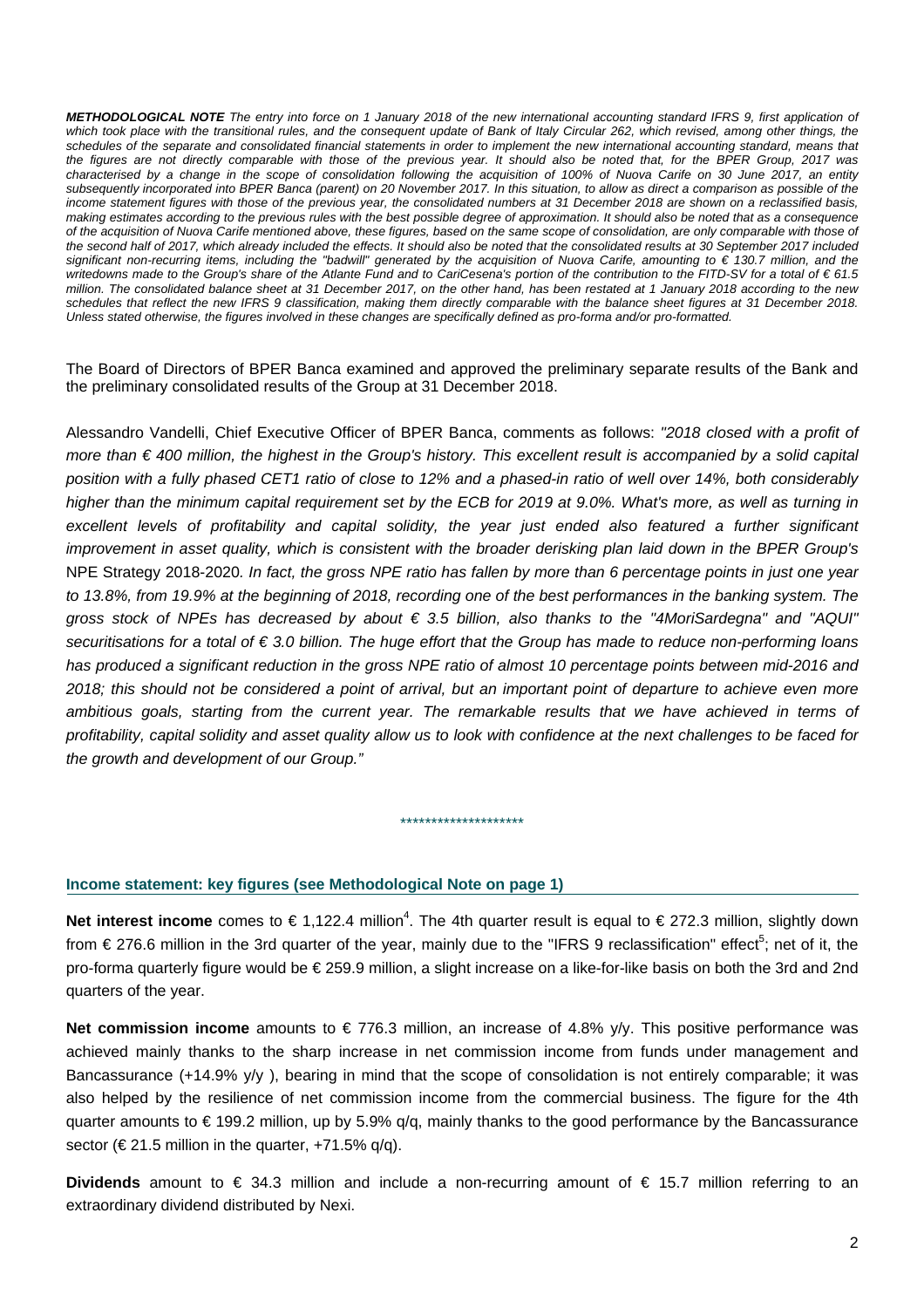***METHODOLOGICAL NOTE*** *The entry into force on 1 January 2018 of the new international accounting standard IFRS 9, first application of which took place with the transitional rules, and the consequent update of Bank of Italy Circular 262, which revised, among other things, the schedules of the separate and consolidated financial statements in order to implement the new international accounting standard, means that the figures are not directly comparable with those of the previous year. It should also be noted that, for the BPER Group, 2017 was characterised by a change in the scope of consolidation following the acquisition of 100% of Nuova Carife on 30 June 2017, an entity subsequently incorporated into BPER Banca (parent) on 20 November 2017. In this situation, to allow as direct a comparison as possible of the income statement figures with those of the previous year, the consolidated numbers at 31 December 2018 are shown on a reclassified basis, making estimates according to the previous rules with the best possible degree of approximation. It should also be noted that as a consequence of the acquisition of Nuova Carife mentioned above, these figures, based on the same scope of consolidation, are only comparable with those of the second half of 2017, which already included the effects. It should also be noted that the consolidated results at 30 September 2017 included significant non-recurring items, including the "badwill" generated by the acquisition of Nuova Carife, amounting to € 130.7 million, and the writedowns made to the Group's share of the Atlante Fund and to CariCesena's portion of the contribution to the FITD-SV for a total of € 61.5 million. The consolidated balance sheet at 31 December 2017, on the other hand, has been restated at 1 January 2018 according to the new schedules that reflect the new IFRS 9 classification, making them directly comparable with the balance sheet figures at 31 December 2018. Unless stated otherwise, the figures involved in these changes are specifically defined as pro-forma and/or pro-formatted.*

The Board of Directors of BPER Banca examined and approved the preliminary separate results of the Bank and the preliminary consolidated results of the Group at 31 December 2018.

Alessandro Vandelli, Chief Executive Officer of BPER Banca, comments as follows: *"2018 closed with a profit of more than € 400 million, the highest in the Group's history. This excellent result is accompanied by a solid capital position with a fully phased CET1 ratio of close to 12% and a phased-in ratio of well over 14%, both considerably higher than the minimum capital requirement set by the ECB for 2019 at 9.0%. What's more, as well as turning in excellent levels of profitability and capital solidity, the year just ended also featured a further significant improvement in asset quality, which is consistent with the broader derisking plan laid down in the BPER Group's* NPE Strategy 2018-2020*. In fact, the gross NPE ratio has fallen by more than 6 percentage points in just one year to 13.8%, from 19.9% at the beginning of 2018, recording one of the best performances in the banking system. The gross stock of NPEs has decreased by about € 3.5 billion, also thanks to the "4MoriSardegna" and "AQUI" securitisations for a total of € 3.0 billion. The huge effort that the Group has made to reduce non-performing loans has produced a significant reduction in the gross NPE ratio of almost 10 percentage points between mid-2016 and 2018; this should not be considered a point of arrival, but an important point of departure to achieve even more ambitious goals, starting from the current year. The remarkable results that we have achieved in terms of profitability, capital solidity and asset quality allow us to look with confidence at the next challenges to be faced for the growth and development of our Group."*

********************

## Income statement: key figures (see Methodological Note on page 1)

**Net interest income** comes to € 1,122.4 million[4]. The 4th quarter result is equal to € 272.3 million, slightly down from € 276.6 million in the 3rd quarter of the year, mainly due to the "IFRS 9 reclassification" effect[5]; net of it, the pro-forma quarterly figure would be € 259.9 million, a slight increase on a like-for-like basis on both the 3rd and 2nd quarters of the year.

**Net commission income** amounts to € 776.3 million, an increase of 4.8% y/y. This positive performance was achieved mainly thanks to the sharp increase in net commission income from funds under management and Bancassurance (+14.9% y/y ), bearing in mind that the scope of consolidation is not entirely comparable; it was also helped by the resilience of net commission income from the commercial business. The figure for the 4th quarter amounts to € 199.2 million, up by 5.9% q/q, mainly thanks to the good performance by the Bancassurance sector (€ 21.5 million in the quarter, +71.5% q/q).

**Dividends** amount to € 34.3 million and include a non-recurring amount of € 15.7 million referring to an extraordinary dividend distributed by Nexi.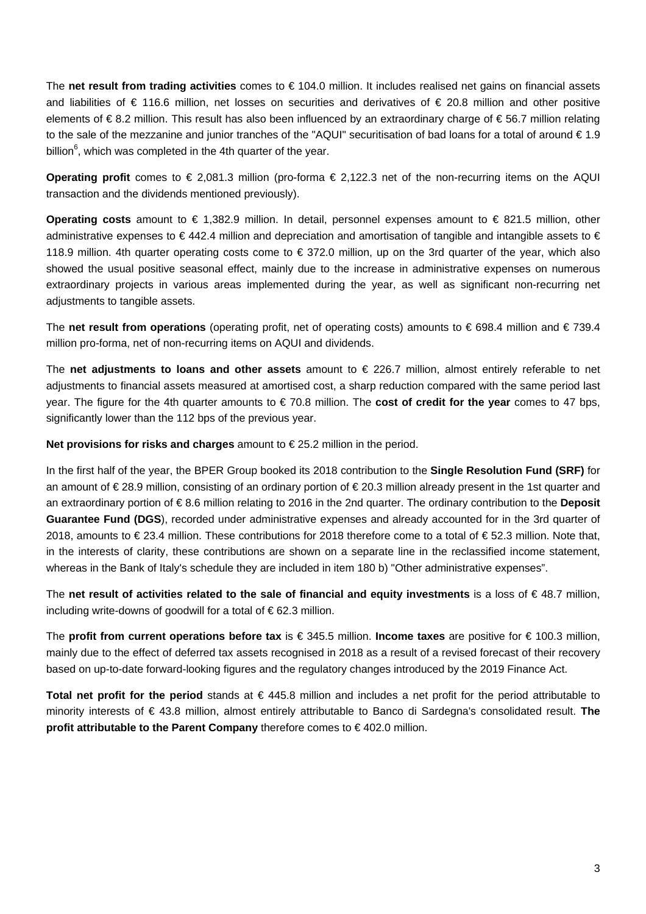The **net result from trading activities** comes to € 104.0 million. It includes realised net gains on financial assets and liabilities of € 116.6 million, net losses on securities and derivatives of € 20.8 million and other positive elements of € 8.2 million. This result has also been influenced by an extraordinary charge of € 56.7 million relating to the sale of the mezzanine and junior tranches of the "AQUI" securitisation of bad loans for a total of around € 1.9 billion[6], which was completed in the 4th quarter of the year.

**Operating profit** comes to € 2,081.3 million (pro-forma € 2,122.3 net of the non-recurring items on the AQUI transaction and the dividends mentioned previously).

**Operating costs** amount to € 1,382.9 million. In detail, personnel expenses amount to € 821.5 million, other administrative expenses to € 442.4 million and depreciation and amortisation of tangible and intangible assets to € 118.9 million. 4th quarter operating costs come to € 372.0 million, up on the 3rd quarter of the year, which also showed the usual positive seasonal effect, mainly due to the increase in administrative expenses on numerous extraordinary projects in various areas implemented during the year, as well as significant non-recurring net adjustments to tangible assets.

The **net result from operations** (operating profit, net of operating costs) amounts to € 698.4 million and € 739.4 million pro-forma, net of non-recurring items on AQUI and dividends.

The **net adjustments to loans and other assets** amount to € 226.7 million, almost entirely referable to net adjustments to financial assets measured at amortised cost, a sharp reduction compared with the same period last year. The figure for the 4th quarter amounts to € 70.8 million. The **cost of credit for the year** comes to 47 bps, significantly lower than the 112 bps of the previous year.

**Net provisions for risks and charges** amount to € 25.2 million in the period.

In the first half of the year, the BPER Group booked its 2018 contribution to the **Single Resolution Fund (SRF)** for an amount of € 28.9 million, consisting of an ordinary portion of € 20.3 million already present in the 1st quarter and an extraordinary portion of € 8.6 million relating to 2016 in the 2nd quarter. The ordinary contribution to the **Deposit Guarantee Fund (DGS**), recorded under administrative expenses and already accounted for in the 3rd quarter of 2018, amounts to € 23.4 million. These contributions for 2018 therefore come to a total of € 52.3 million. Note that, in the interests of clarity, these contributions are shown on a separate line in the reclassified income statement, whereas in the Bank of Italy's schedule they are included in item 180 b) "Other administrative expenses".

The **net result of activities related to the sale of financial and equity investments** is a loss of € 48.7 million, including write-downs of goodwill for a total of € 62.3 million.

The **profit from current operations before tax** is € 345.5 million. **Income taxes** are positive for € 100.3 million, mainly due to the effect of deferred tax assets recognised in 2018 as a result of a revised forecast of their recovery based on up-to-date forward-looking figures and the regulatory changes introduced by the 2019 Finance Act.

**Total net profit for the period** stands at € 445.8 million and includes a net profit for the period attributable to minority interests of € 43.8 million, almost entirely attributable to Banco di Sardegna's consolidated result. **The profit attributable to the Parent Company** therefore comes to € 402.0 million.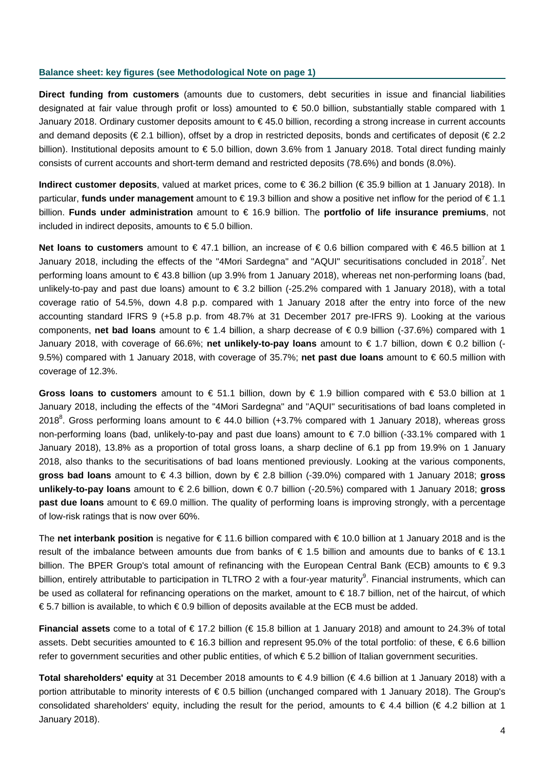## Balance sheet: key figures (see Methodological Note on page 1)

**Direct funding from customers** (amounts due to customers, debt securities in issue and financial liabilities designated at fair value through profit or loss) amounted to € 50.0 billion, substantially stable compared with 1 January 2018. Ordinary customer deposits amount to € 45.0 billion, recording a strong increase in current accounts and demand deposits (€ 2.1 billion), offset by a drop in restricted deposits, bonds and certificates of deposit (€ 2.2 billion). Institutional deposits amount to € 5.0 billion, down 3.6% from 1 January 2018. Total direct funding mainly consists of current accounts and short-term demand and restricted deposits (78.6%) and bonds (8.0%).

**Indirect customer deposits**, valued at market prices, come to € 36.2 billion (€ 35.9 billion at 1 January 2018). In particular, **funds under management** amount to € 19.3 billion and show a positive net inflow for the period of € 1.1 billion. **Funds under administration** amount to € 16.9 billion. The **portfolio of life insurance premiums**, not included in indirect deposits, amounts to € 5.0 billion.

**Net loans to customers** amount to € 47.1 billion, an increase of € 0.6 billion compared with € 46.5 billion at 1 January 2018, including the effects of the "4Mori Sardegna" and "AQUI" securitisations concluded in 2018[7]. Net performing loans amount to € 43.8 billion (up 3.9% from 1 January 2018), whereas net non-performing loans (bad, unlikely-to-pay and past due loans) amount to € 3.2 billion (-25.2% compared with 1 January 2018), with a total coverage ratio of 54.5%, down 4.8 p.p. compared with 1 January 2018 after the entry into force of the new accounting standard IFRS 9 (+5.8 p.p. from 48.7% at 31 December 2017 pre-IFRS 9). Looking at the various components, **net bad loans** amount to € 1.4 billion, a sharp decrease of € 0.9 billion (-37.6%) compared with 1 January 2018, with coverage of 66.6%; **net unlikely-to-pay loans** amount to € 1.7 billion, down € 0.2 billion (-9.5%) compared with 1 January 2018, with coverage of 35.7%; **net past due loans** amount to € 60.5 million with coverage of 12.3%.

**Gross loans to customers** amount to € 51.1 billion, down by € 1.9 billion compared with € 53.0 billion at 1 January 2018, including the effects of the "4Mori Sardegna" and "AQUI" securitisations of bad loans completed in 2018[8]. Gross performing loans amount to € 44.0 billion (+3.7% compared with 1 January 2018), whereas gross non-performing loans (bad, unlikely-to-pay and past due loans) amount to € 7.0 billion (-33.1% compared with 1 January 2018), 13.8% as a proportion of total gross loans, a sharp decline of 6.1 pp from 19.9% on 1 January 2018, also thanks to the securitisations of bad loans mentioned previously. Looking at the various components, **gross bad loans** amount to € 4.3 billion, down by € 2.8 billion (-39.0%) compared with 1 January 2018; **gross unlikely-to-pay loans** amount to € 2.6 billion, down € 0.7 billion (-20.5%) compared with 1 January 2018; **gross past due loans** amount to € 69.0 million. The quality of performing loans is improving strongly, with a percentage of low-risk ratings that is now over 60%.

The **net interbank position** is negative for € 11.6 billion compared with € 10.0 billion at 1 January 2018 and is the result of the imbalance between amounts due from banks of € 1.5 billion and amounts due to banks of € 13.1 billion. The BPER Group's total amount of refinancing with the European Central Bank (ECB) amounts to € 9.3 billion, entirely attributable to participation in TLTRO 2 with a four-year maturity[9]. Financial instruments, which can be used as collateral for refinancing operations on the market, amount to € 18.7 billion, net of the haircut, of which € 5.7 billion is available, to which € 0.9 billion of deposits available at the ECB must be added.

**Financial assets** come to a total of € 17.2 billion (€ 15.8 billion at 1 January 2018) and amount to 24.3% of total assets. Debt securities amounted to € 16.3 billion and represent 95.0% of the total portfolio: of these, € 6.6 billion refer to government securities and other public entities, of which € 5.2 billion of Italian government securities.

**Total shareholders' equity** at 31 December 2018 amounts to € 4.9 billion (€ 4.6 billion at 1 January 2018) with a portion attributable to minority interests of € 0.5 billion (unchanged compared with 1 January 2018). The Group's consolidated shareholders' equity, including the result for the period, amounts to € 4.4 billion (€ 4.2 billion at 1 January 2018).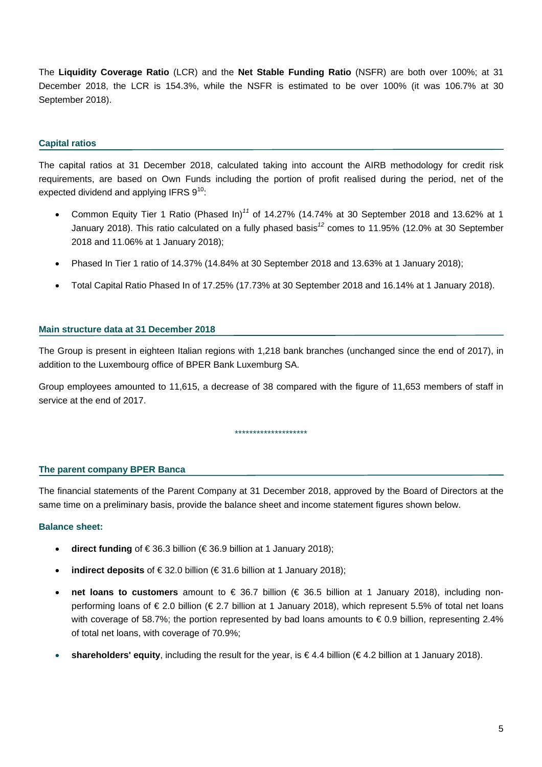The **Liquidity Coverage Ratio** (LCR) and the **Net Stable Funding Ratio** (NSFR) are both over 100%; at 31 December 2018, the LCR is 154.3%, while the NSFR is estimated to be over 100% (it was 106.7% at 30 September 2018).

## Capital ratios

The capital ratios at 31 December 2018, calculated taking into account the AIRB methodology for credit risk requirements, are based on Own Funds including the portion of profit realised during the period, net of the expected dividend and applying IFRS 9[10]:

- Common Equity Tier 1 Ratio (Phased In)[11] of 14.27% (14.74% at 30 September 2018 and 13.62% at 1 January 2018). This ratio calculated on a fully phased basis[12] comes to 11.95% (12.0% at 30 September 2018 and 11.06% at 1 January 2018);
- Phased In Tier 1 ratio of 14.37% (14.84% at 30 September 2018 and 13.63% at 1 January 2018);
- Total Capital Ratio Phased In of 17.25% (17.73% at 30 September 2018 and 16.14% at 1 January 2018).

## Main structure data at 31 December 2018

The Group is present in eighteen Italian regions with 1,218 bank branches (unchanged since the end of 2017), in addition to the Luxembourg office of BPER Bank Luxemburg SA.

Group employees amounted to 11,615, a decrease of 38 compared with the figure of 11,653 members of staff in service at the end of 2017.

********************

## The parent company BPER Banca

The financial statements of the Parent Company at 31 December 2018, approved by the Board of Directors at the same time on a preliminary basis, provide the balance sheet and income statement figures shown below.

### Balance sheet:

- **direct funding** of € 36.3 billion (€ 36.9 billion at 1 January 2018);
- **indirect deposits** of € 32.0 billion (€ 31.6 billion at 1 January 2018);
- **net loans to customers** amount to € 36.7 billion (€ 36.5 billion at 1 January 2018), including non-performing loans of € 2.0 billion (€ 2.7 billion at 1 January 2018), which represent 5.5% of total net loans with coverage of 58.7%; the portion represented by bad loans amounts to € 0.9 billion, representing 2.4% of total net loans, with coverage of 70.9%;
- **shareholders' equity**, including the result for the year, is € 4.4 billion (€ 4.2 billion at 1 January 2018).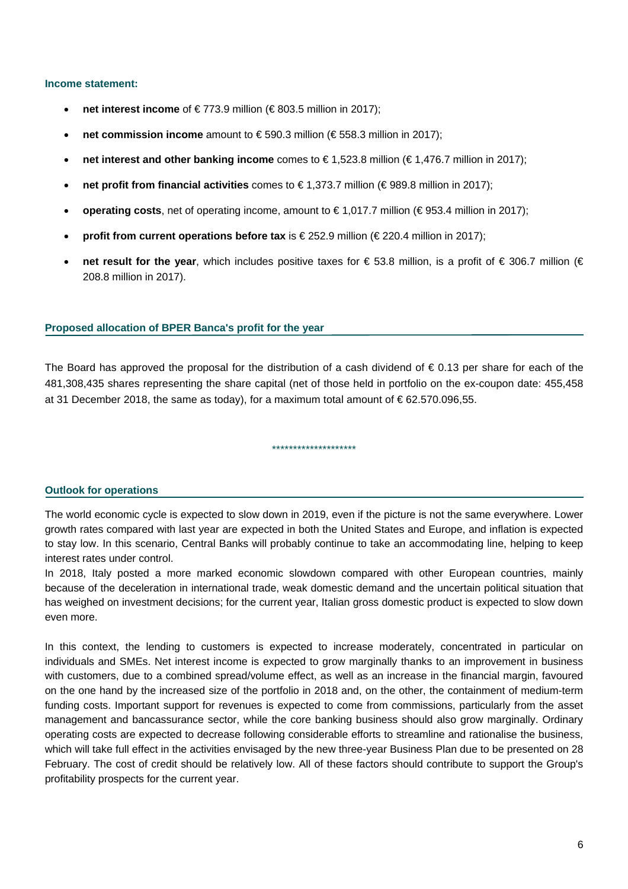**Income statement:**

- **net interest income** of € 773.9 million (€ 803.5 million in 2017);
- **net commission income** amount to € 590.3 million (€ 558.3 million in 2017);
- **net interest and other banking income** comes to € 1,523.8 million (€ 1,476.7 million in 2017);
- **net profit from financial activities** comes to € 1,373.7 million (€ 989.8 million in 2017);
- **operating costs**, net of operating income, amount to € 1,017.7 million (€ 953.4 million in 2017);
- **profit from current operations before tax** is € 252.9 million (€ 220.4 million in 2017);
- **net result for the year**, which includes positive taxes for € 53.8 million, is a profit of € 306.7 million (€ 208.8 million in 2017).

**Proposed allocation of BPER Banca's profit for the year**

The Board has approved the proposal for the distribution of a cash dividend of € 0.13 per share for each of the 481,308,435 shares representing the share capital (net of those held in portfolio on the ex-coupon date: 455,458 at 31 December 2018, the same as today), for a maximum total amount of € 62.570.096,55.

********************

**Outlook for operations**

The world economic cycle is expected to slow down in 2019, even if the picture is not the same everywhere. Lower growth rates compared with last year are expected in both the United States and Europe, and inflation is expected to stay low. In this scenario, Central Banks will probably continue to take an accommodating line, helping to keep interest rates under control.
In 2018, Italy posted a more marked economic slowdown compared with other European countries, mainly because of the deceleration in international trade, weak domestic demand and the uncertain political situation that has weighed on investment decisions; for the current year, Italian gross domestic product is expected to slow down even more.

In this context, the lending to customers is expected to increase moderately, concentrated in particular on individuals and SMEs. Net interest income is expected to grow marginally thanks to an improvement in business with customers, due to a combined spread/volume effect, as well as an increase in the financial margin, favoured on the one hand by the increased size of the portfolio in 2018 and, on the other, the containment of medium-term funding costs. Important support for revenues is expected to come from commissions, particularly from the asset management and bancassurance sector, while the core banking business should also grow marginally. Ordinary operating costs are expected to decrease following considerable efforts to streamline and rationalise the business, which will take full effect in the activities envisaged by the new three-year Business Plan due to be presented on 28 February. The cost of credit should be relatively low. All of these factors should contribute to support the Group's profitability prospects for the current year.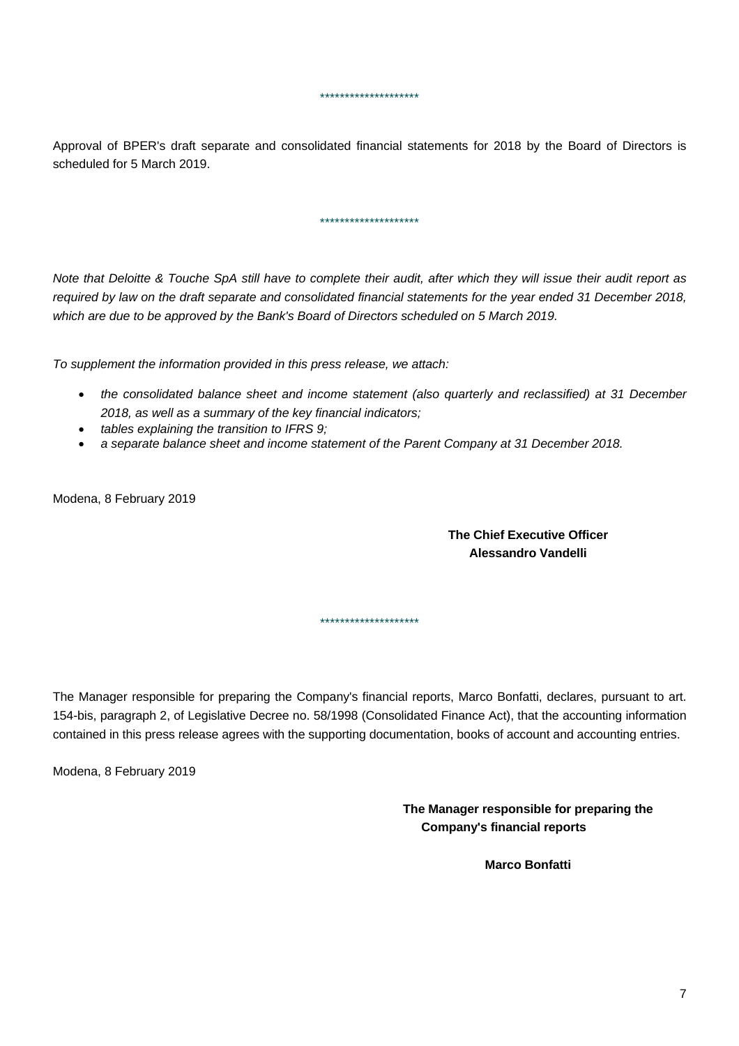********************

Approval of BPER's draft separate and consolidated financial statements for 2018 by the Board of Directors is scheduled for 5 March 2019.

********************

*Note that Deloitte & Touche SpA still have to complete their audit, after which they will issue their audit report as required by law on the draft separate and consolidated financial statements for the year ended 31 December 2018, which are due to be approved by the Bank's Board of Directors scheduled on 5 March 2019.*

*To supplement the information provided in this press release, we attach:*

- *the consolidated balance sheet and income statement (also quarterly and reclassified) at 31 December 2018, as well as a summary of the key financial indicators;*
- *tables explaining the transition to IFRS 9;*
- *a separate balance sheet and income statement of the Parent Company at 31 December 2018.*

Modena, 8 February 2019

**The Chief Executive Officer**
**Alessandro Vandelli**

********************

The Manager responsible for preparing the Company's financial reports, Marco Bonfatti, declares, pursuant to art. 154-bis, paragraph 2, of Legislative Decree no. 58/1998 (Consolidated Finance Act), that the accounting information contained in this press release agrees with the supporting documentation, books of account and accounting entries.

Modena, 8 February 2019

**The Manager responsible for preparing the Company's financial reports**

**Marco Bonfatti**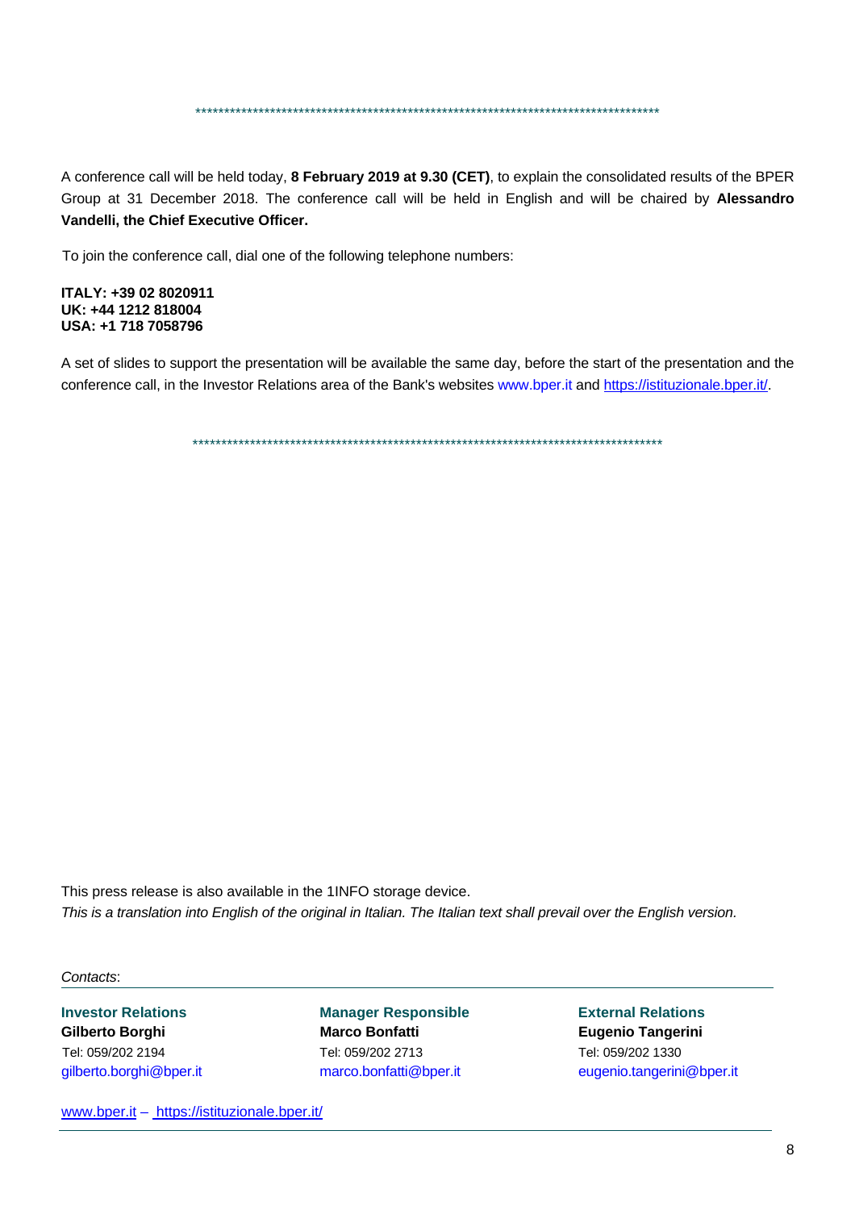\*\*\*\*\*\*\*\*\*\*\*\*\*\*\*\*\*\*\*\*\*\*\*\*\*\*\*\*\*\*\*\*\*\*\*\*\*\*\*\*\*\*\*\*\*\*\*\*\*\*\*\*\*\*\*\*\*\*\*\*\*\*\*\*\*\*\*\*\*\*\*\*\*\*\*\*\*\*\*\*\*\*

A conference call will be held today, **8 February 2019 at 9.30 (CET)**, to explain the consolidated results of the BPER Group at 31 December 2018. The conference call will be held in English and will be chaired by **Alessandro Vandelli, the Chief Executive Officer.**

To join the conference call, dial one of the following telephone numbers:

**ITALY: +39 02 8020911**
**UK: +44 1212 818004**
**USA: +1 718 7058796**

A set of slides to support the presentation will be available the same day, before the start of the presentation and the conference call, in the Investor Relations area of the Bank's websites www.bper.it and https://istituzionale.bper.it/.

\*\*\*\*\*\*\*\*\*\*\*\*\*\*\*\*\*\*\*\*\*\*\*\*\*\*\*\*\*\*\*\*\*\*\*\*\*\*\*\*\*\*\*\*\*\*\*\*\*\*\*\*\*\*\*\*\*\*\*\*\*\*\*\*\*\*\*\*\*\*\*\*\*\*\*\*\*\*\*\*\*\*

This press release is also available in the 1INFO storage device.
*This is a translation into English of the original in Italian. The Italian text shall prevail over the English version.*

*Contacts*:

**Investor Relations**
**Gilberto Borghi**
Tel: 059/202 2194
gilberto.borghi@bper.it

**Manager Responsible**
**Marco Bonfatti**
Tel: 059/202 2713
marco.bonfatti@bper.it

**External Relations**
**Eugenio Tangerini**
Tel: 059/202 1330
eugenio.tangerini@bper.it

www.bper.it – https://istituzionale.bper.it/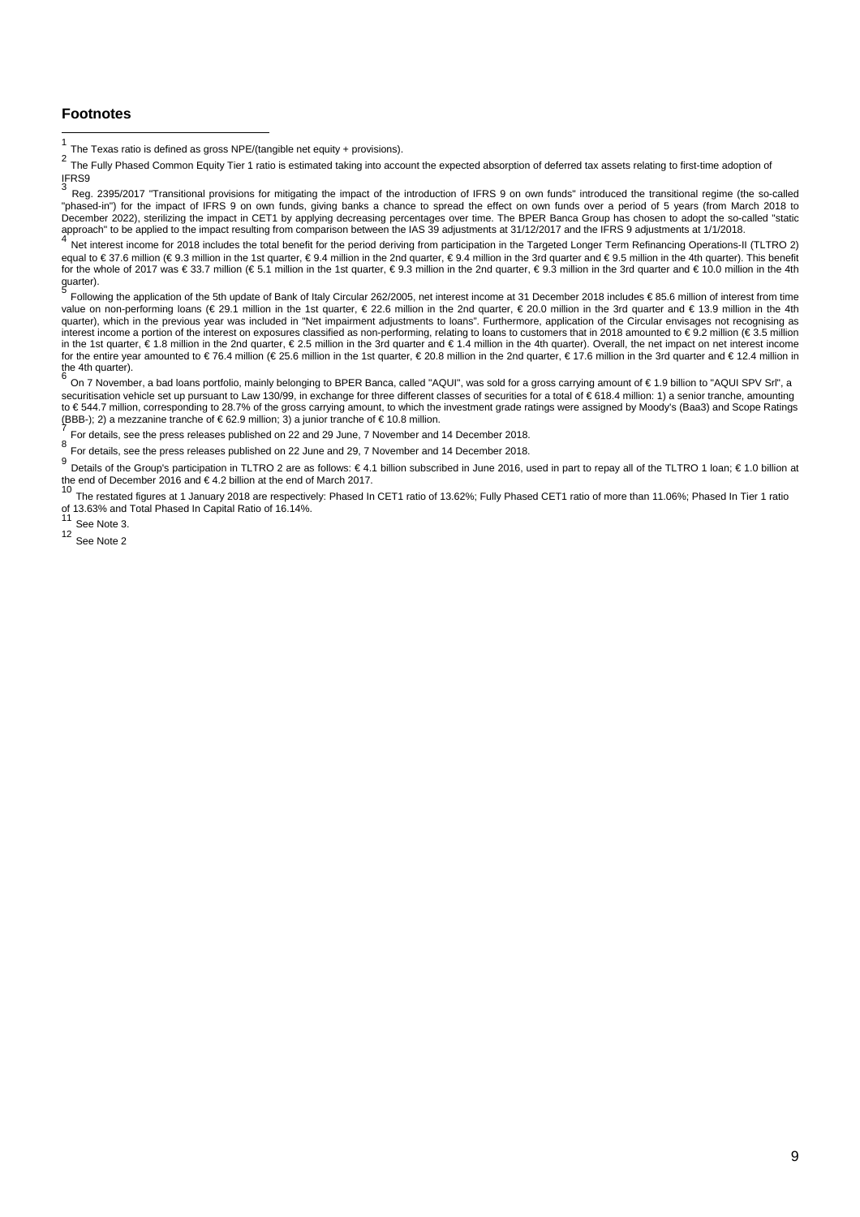## Footnotes

[1] The Texas ratio is defined as gross NPE/(tangible net equity + provisions).

[2] The Fully Phased Common Equity Tier 1 ratio is estimated taking into account the expected absorption of deferred tax assets relating to first-time adoption of IFRS9

[3] Reg. 2395/2017 "Transitional provisions for mitigating the impact of the introduction of IFRS 9 on own funds" introduced the transitional regime (the so-called "phased-in") for the impact of IFRS 9 on own funds, giving banks a chance to spread the effect on own funds over a period of 5 years (from March 2018 to December 2022), sterilizing the impact in CET1 by applying decreasing percentages over time. The BPER Banca Group has chosen to adopt the so-called "static approach" to be applied to the impact resulting from comparison between the IAS 39 adjustments at 31/12/2017 and the IFRS 9 adjustments at 1/1/2018.

[4] Net interest income for 2018 includes the total benefit for the period deriving from participation in the Targeted Longer Term Refinancing Operations-II (TLTRO 2) equal to € 37.6 million (€ 9.3 million in the 1st quarter, € 9.4 million in the 2nd quarter, € 9.4 million in the 3rd quarter and € 9.5 million in the 4th quarter). This benefit for the whole of 2017 was € 33.7 million (€ 5.1 million in the 1st quarter, € 9.3 million in the 2nd quarter, € 9.3 million in the 3rd quarter and € 10.0 million in the 4th quarter).

[5] Following the application of the 5th update of Bank of Italy Circular 262/2005, net interest income at 31 December 2018 includes € 85.6 million of interest from time value on non-performing loans (€ 29.1 million in the 1st quarter, € 22.6 million in the 2nd quarter, € 20.0 million in the 3rd quarter and € 13.9 million in the 4th quarter), which in the previous year was included in "Net impairment adjustments to loans". Furthermore, application of the Circular envisages not recognising as interest income a portion of the interest on exposures classified as non-performing, relating to loans to customers that in 2018 amounted to € 9.2 million (€ 3.5 million in the 1st quarter, € 1.8 million in the 2nd quarter, € 2.5 million in the 3rd quarter and € 1.4 million in the 4th quarter). Overall, the net impact on net interest income for the entire year amounted to € 76.4 million (€ 25.6 million in the 1st quarter, € 20.8 million in the 2nd quarter, € 17.6 million in the 3rd quarter and € 12.4 million in the 4th quarter).

[6] On 7 November, a bad loans portfolio, mainly belonging to BPER Banca, called "AQUI", was sold for a gross carrying amount of € 1.9 billion to "AQUI SPV Srl", a securitisation vehicle set up pursuant to Law 130/99, in exchange for three different classes of securities for a total of € 618.4 million: 1) a senior tranche, amounting to € 544.7 million, corresponding to 28.7% of the gross carrying amount, to which the investment grade ratings were assigned by Moody's (Baa3) and Scope Ratings (BBB-); 2) a mezzanine tranche of € 62.9 million; 3) a junior tranche of € 10.8 million.

[7] For details, see the press releases published on 22 and 29 June, 7 November and 14 December 2018.

[8] For details, see the press releases published on 22 June and 29, 7 November and 14 December 2018.

[9] Details of the Group's participation in TLTRO 2 are as follows: € 4.1 billion subscribed in June 2016, used in part to repay all of the TLTRO 1 loan; € 1.0 billion at the end of December 2016 and € 4.2 billion at the end of March 2017.

[10] The restated figures at 1 January 2018 are respectively: Phased In CET1 ratio of 13.62%; Fully Phased CET1 ratio of more than 11.06%; Phased In Tier 1 ratio of 13.63% and Total Phased In Capital Ratio of 16.14%.

[11] See Note 3.

[12] See Note 2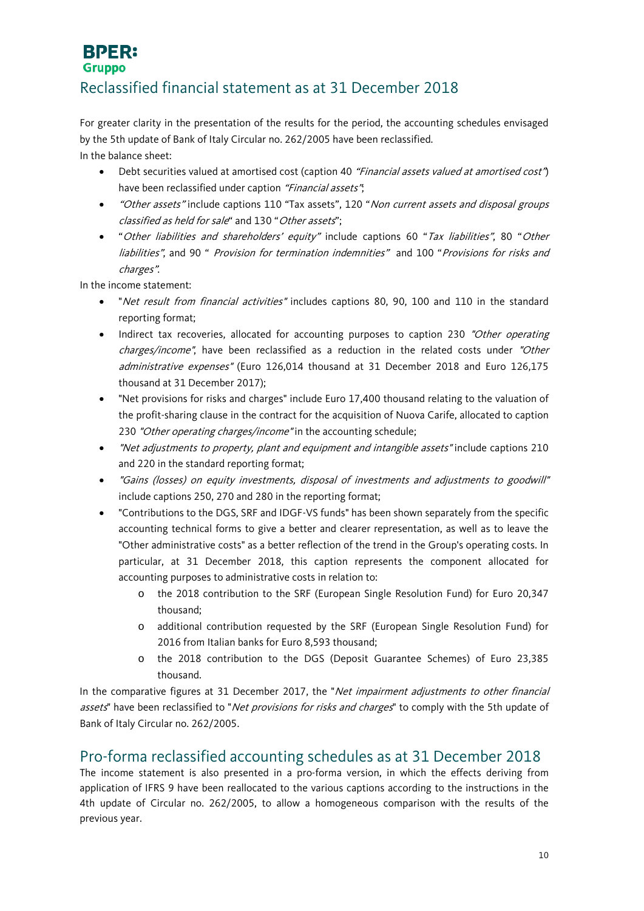# Reclassified financial statement as at 31 December 2018

For greater clarity in the presentation of the results for the period, the accounting schedules envisaged by the 5th update of Bank of Italy Circular no. 262/2005 have been reclassified.

In the balance sheet:

- Debt securities valued at amortised cost (caption 40 *"Financial assets valued at amortised cost"*) have been reclassified under caption *"Financial assets"*;
- *"Other assets"* include captions 110 "Tax assets", 120 "*Non current assets and disposal groups classified as held for sale*" and 130 "*Other assets*";
- "*Other liabilities and shareholders' equity"* include captions 60 "*Tax liabilities"*, 80 "*Other liabilities"*, and 90 " *Provision for termination indemnities"* and 100 "*Provisions for risks and charges"*.

In the income statement:

- "*Net result from financial activities"* includes captions 80, 90, 100 and 110 in the standard reporting format;
- Indirect tax recoveries, allocated for accounting purposes to caption 230 *"Other operating charges/income"*, have been reclassified as a reduction in the related costs under *"Other administrative expenses"* (Euro 126,014 thousand at 31 December 2018 and Euro 126,175 thousand at 31 December 2017);
- "Net provisions for risks and charges" include Euro 17,400 thousand relating to the valuation of the profit-sharing clause in the contract for the acquisition of Nuova Carife, allocated to caption 230 *"Other operating charges/income"* in the accounting schedule;
- *"Net adjustments to property, plant and equipment and intangible assets"* include captions 210 and 220 in the standard reporting format;
- *"Gains (losses) on equity investments, disposal of investments and adjustments to goodwill"* include captions 250, 270 and 280 in the reporting format;
- "Contributions to the DGS, SRF and IDGF-VS funds" has been shown separately from the specific accounting technical forms to give a better and clearer representation, as well as to leave the "Other administrative costs" as a better reflection of the trend in the Group's operating costs. In particular, at 31 December 2018, this caption represents the component allocated for accounting purposes to administrative costs in relation to:
  - the 2018 contribution to the SRF (European Single Resolution Fund) for Euro 20,347 thousand;
  - additional contribution requested by the SRF (European Single Resolution Fund) for 2016 from Italian banks for Euro 8,593 thousand;
  - the 2018 contribution to the DGS (Deposit Guarantee Schemes) of Euro 23,385 thousand.

In the comparative figures at 31 December 2017, the "*Net impairment adjustments to other financial assets*" have been reclassified to "*Net provisions for risks and charges*" to comply with the 5th update of Bank of Italy Circular no. 262/2005.

# Pro-forma reclassified accounting schedules as at 31 December 2018

The income statement is also presented in a pro-forma version, in which the effects deriving from application of IFRS 9 have been reallocated to the various captions according to the instructions in the 4th update of Circular no. 262/2005, to allow a homogeneous comparison with the results of the previous year.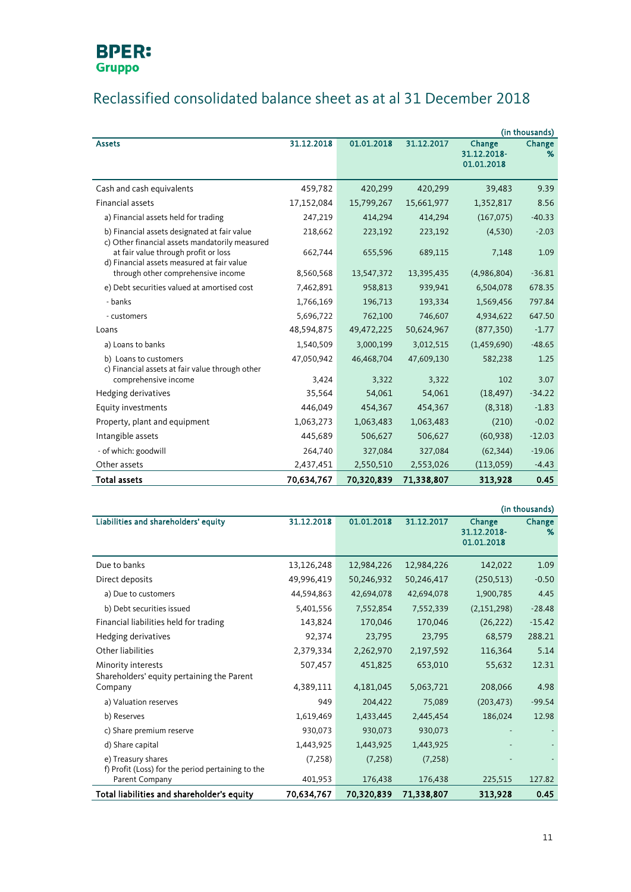**BPER: Gruppo**

# Reclassified consolidated balance sheet as at al 31 December 2018

(in thousands)

| Assets | 31.12.2018 | 01.01.2018 | 31.12.2017 | Change 31.12.2018-01.01.2018 | Change % |
|---|---|---|---|---|---|
| Cash and cash equivalents | 459,782 | 420,299 | 420,299 | 39,483 | 9.39 |
| Financial assets | 17,152,084 | 15,799,267 | 15,661,977 | 1,352,817 | 8.56 |
| a) Financial assets held for trading | 247,219 | 414,294 | 414,294 | (167,075) | -40.33 |
| b) Financial assets designated at fair value | 218,662 | 223,192 | 223,192 | (4,530) | -2.03 |
| c) Other financial assets mandatorily measured at fair value through profit or loss | 662,744 | 655,596 | 689,115 | 7,148 | 1.09 |
| d) Financial assets measured at fair value through other comprehensive income | 8,560,568 | 13,547,372 | 13,395,435 | (4,986,804) | -36.81 |
| e) Debt securities valued at amortised cost | 7,462,891 | 958,813 | 939,941 | 6,504,078 | 678.35 |
| - banks | 1,766,169 | 196,713 | 193,334 | 1,569,456 | 797.84 |
| - customers | 5,696,722 | 762,100 | 746,607 | 4,934,622 | 647.50 |
| Loans | 48,594,875 | 49,472,225 | 50,624,967 | (877,350) | -1.77 |
| a) Loans to banks | 1,540,509 | 3,000,199 | 3,012,515 | (1,459,690) | -48.65 |
| b) Loans to customers | 47,050,942 | 46,468,704 | 47,609,130 | 582,238 | 1.25 |
| c) Financial assets at fair value through other comprehensive income | 3,424 | 3,322 | 3,322 | 102 | 3.07 |
| Hedging derivatives | 35,564 | 54,061 | 54,061 | (18,497) | -34.22 |
| Equity investments | 446,049 | 454,367 | 454,367 | (8,318) | -1.83 |
| Property, plant and equipment | 1,063,273 | 1,063,483 | 1,063,483 | (210) | -0.02 |
| Intangible assets | 445,689 | 506,627 | 506,627 | (60,938) | -12.03 |
| - of which: goodwill | 264,740 | 327,084 | 327,084 | (62,344) | -19.06 |
| Other assets | 2,437,451 | 2,550,510 | 2,553,026 | (113,059) | -4.43 |
| **Total assets** | **70,634,767** | **70,320,839** | **71,338,807** | **313,928** | **0.45** |

(in thousands)

| Liabilities and shareholders' equity | 31.12.2018 | 01.01.2018 | 31.12.2017 | Change 31.12.2018-01.01.2018 | Change % |
|---|---|---|---|---|---|
| Due to banks | 13,126,248 | 12,984,226 | 12,984,226 | 142,022 | 1.09 |
| Direct deposits | 49,996,419 | 50,246,932 | 50,246,417 | (250,513) | -0.50 |
| a) Due to customers | 44,594,863 | 42,694,078 | 42,694,078 | 1,900,785 | 4.45 |
| b) Debt securities issued | 5,401,556 | 7,552,854 | 7,552,339 | (2,151,298) | -28.48 |
| Financial liabilities held for trading | 143,824 | 170,046 | 170,046 | (26,222) | -15.42 |
| Hedging derivatives | 92,374 | 23,795 | 23,795 | 68,579 | 288.21 |
| Other liabilities | 2,379,334 | 2,262,970 | 2,197,592 | 116,364 | 5.14 |
| Minority interests | 507,457 | 451,825 | 653,010 | 55,632 | 12.31 |
| Shareholders' equity pertaining the Parent Company | 4,389,111 | 4,181,045 | 5,063,721 | 208,066 | 4.98 |
| a) Valuation reserves | 949 | 204,422 | 75,089 | (203,473) | -99.54 |
| b) Reserves | 1,619,469 | 1,433,445 | 2,445,454 | 186,024 | 12.98 |
| c) Share premium reserve | 930,073 | 930,073 | 930,073 | - | - |
| d) Share capital | 1,443,925 | 1,443,925 | 1,443,925 | - | - |
| e) Treasury shares | (7,258) | (7,258) | (7,258) | - | - |
| f) Profit (Loss) for the period pertaining to the Parent Company | 401,953 | 176,438 | 176,438 | 225,515 | 127.82 |
| **Total liabilities and shareholder's equity** | **70,634,767** | **70,320,839** | **71,338,807** | **313,928** | **0.45** |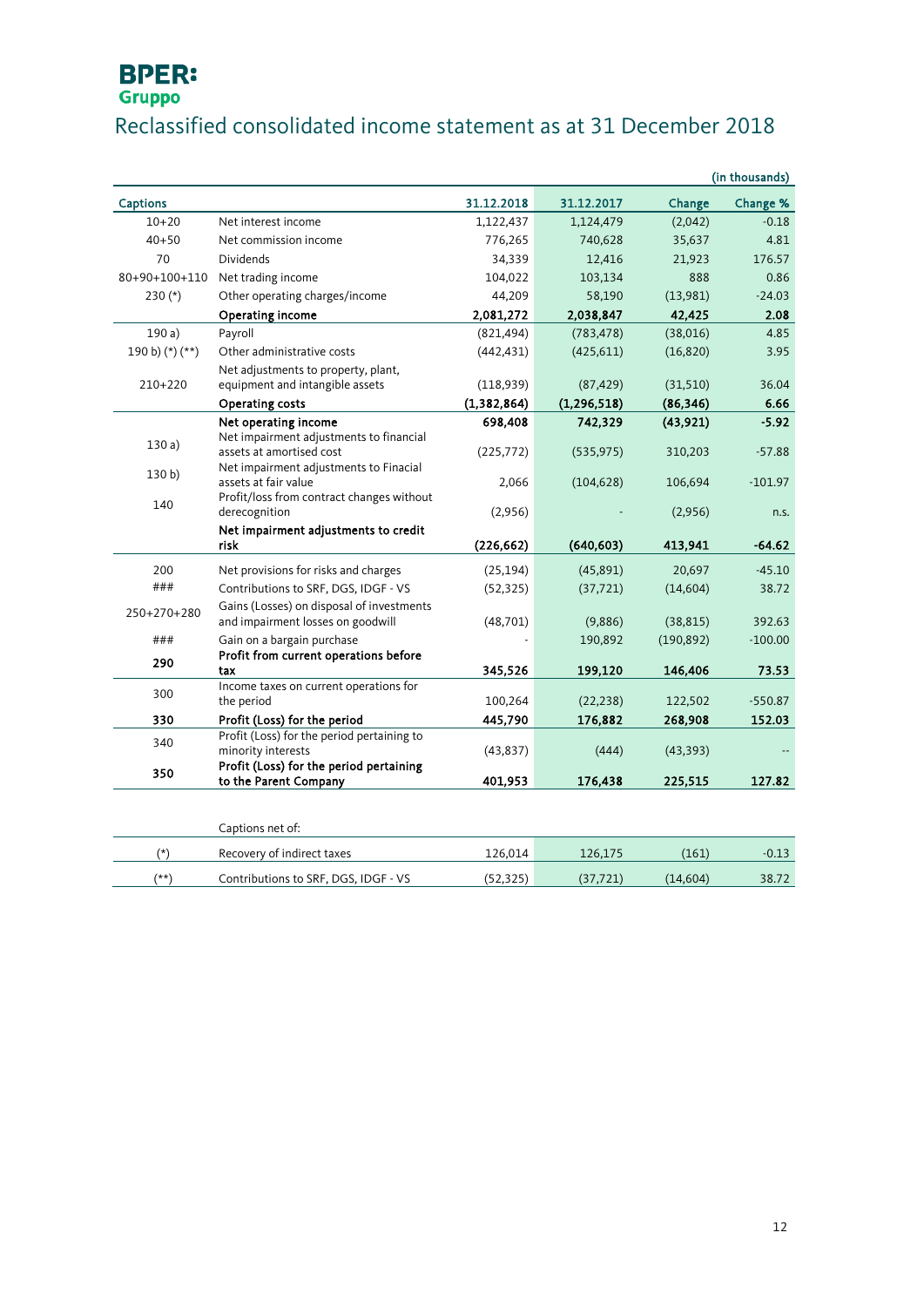# BPER: Gruppo

## Reclassified consolidated income statement as at 31 December 2018

(in thousands)

| Captions | | 31.12.2018 | 31.12.2017 | Change | Change % |
|---|---|---|---|---|---|
| 10+20 | Net interest income | 1,122,437 | 1,124,479 | (2,042) | -0.18 |
| 40+50 | Net commission income | 776,265 | 740,628 | 35,637 | 4.81 |
| 70 | Dividends | 34,339 | 12,416 | 21,923 | 176.57 |
| 80+90+100+110 | Net trading income | 104,022 | 103,134 | 888 | 0.86 |
| 230 (*) | Other operating charges/income | 44,209 | 58,190 | (13,981) | -24.03 |
| | **Operating income** | **2,081,272** | **2,038,847** | **42,425** | **2.08** |
| 190 a) | Payroll | (821,494) | (783,478) | (38,016) | 4.85 |
| 190 b) (*) (**) | Other administrative costs | (442,431) | (425,611) | (16,820) | 3.95 |
| 210+220 | Net adjustments to property, plant, equipment and intangible assets | (118,939) | (87,429) | (31,510) | 36.04 |
| | **Operating costs** | **(1,382,864)** | **(1,296,518)** | **(86,346)** | **6.66** |
| | **Net operating income** | **698,408** | **742,329** | **(43,921)** | **-5.92** |
| 130 a) | Net impairment adjustments to financial assets at amortised cost | (225,772) | (535,975) | 310,203 | -57.88 |
| 130 b) | Net impairment adjustments to Finacial assets at fair value | 2,066 | (104,628) | 106,694 | -101.97 |
| 140 | Profit/loss from contract changes without derecognition | (2,956) | - | (2,956) | n.s. |
| | **Net impairment adjustments to credit risk** | **(226,662)** | **(640,603)** | **413,941** | **-64.62** |
| 200 | Net provisions for risks and charges | (25,194) | (45,891) | 20,697 | -45.10 |
| ### | Contributions to SRF, DGS, IDGF - VS | (52,325) | (37,721) | (14,604) | 38.72 |
| 250+270+280 | Gains (Losses) on disposal of investments and impairment losses on goodwill | (48,701) | (9,886) | (38,815) | 392.63 |
| ### | Gain on a bargain purchase | - | 190,892 | (190,892) | -100.00 |
| **290** | **Profit from current operations before tax** | **345,526** | **199,120** | **146,406** | **73.53** |
| 300 | Income taxes on current operations for the period | 100,264 | (22,238) | 122,502 | -550.87 |
| **330** | **Profit (Loss) for the period** | **445,790** | **176,882** | **268,908** | **152.03** |
| 340 | Profit (Loss) for the period pertaining to minority interests | (43,837) | (444) | (43,393) | -- |
| **350** | **Profit (Loss) for the period pertaining to the Parent Company** | **401,953** | **176,438** | **225,515** | **127.82** |

| | Captions net of: | | | | |
|---|---|---|---|---|---|
| (*) | Recovery of indirect taxes | 126,014 | 126,175 | (161) | -0.13 |
| (**) | Contributions to SRF, DGS, IDGF - VS | (52,325) | (37,721) | (14,604) | 38.72 |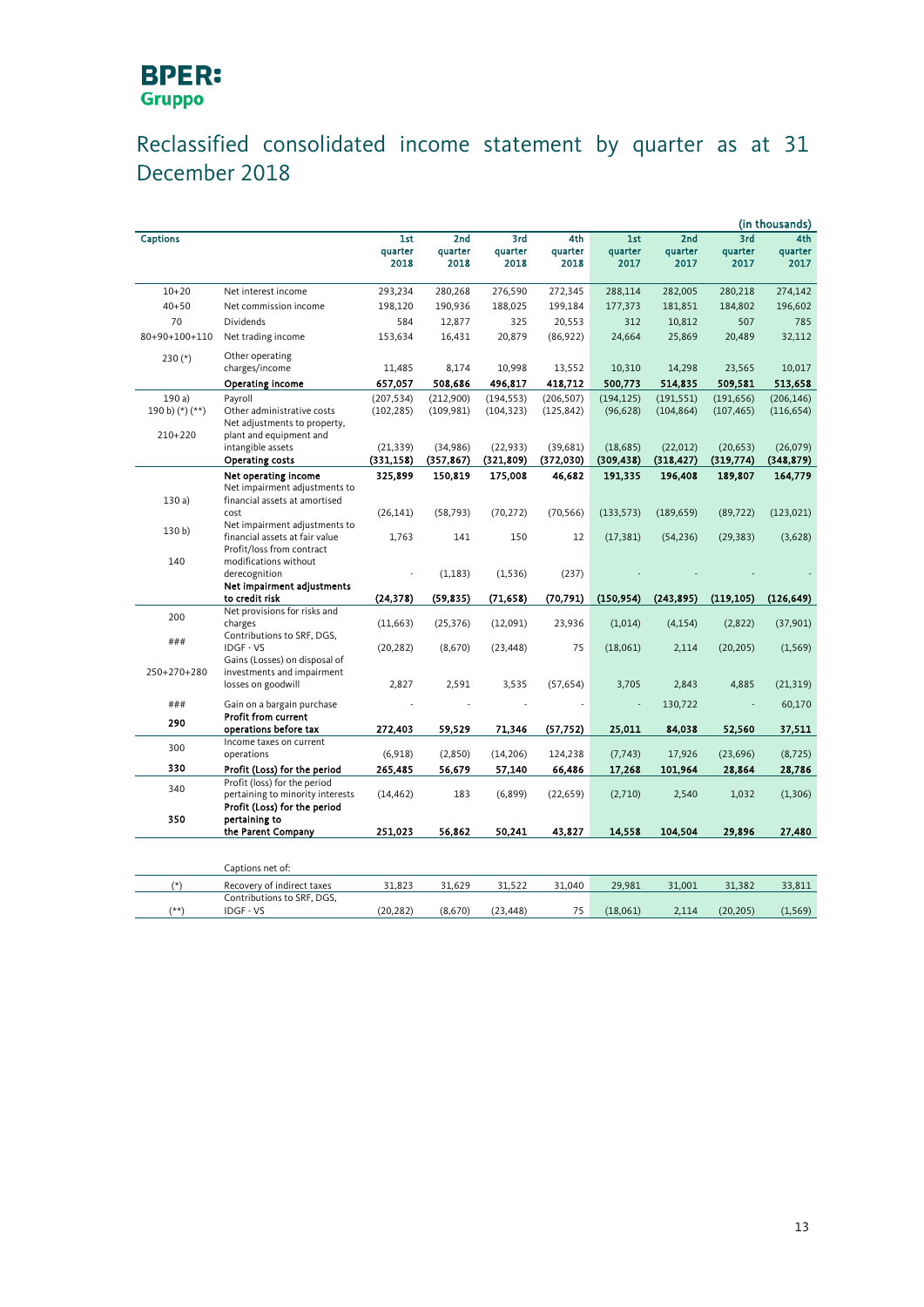**BPER: Gruppo**

# Reclassified consolidated income statement by quarter as at 31 December 2018

(in thousands)

| Captions | | 1st quarter 2018 | 2nd quarter 2018 | 3rd quarter 2018 | 4th quarter 2018 | 1st quarter 2017 | 2nd quarter 2017 | 3rd quarter 2017 | 4th quarter 2017 |
|---|---|---|---|---|---|---|---|---|---|
| 10+20 | Net interest income | 293,234 | 280,268 | 276,590 | 272,345 | 288,114 | 282,005 | 280,218 | 274,142 |
| 40+50 | Net commission income | 198,120 | 190,936 | 188,025 | 199,184 | 177,373 | 181,851 | 184,802 | 196,602 |
| 70 | Dividends | 584 | 12,877 | 325 | 20,553 | 312 | 10,812 | 507 | 785 |
| 80+90+100+110 | Net trading income | 153,634 | 16,431 | 20,879 | (86,922) | 24,664 | 25,869 | 20,489 | 32,112 |
| 230 (*) | Other operating charges/income | 11,485 | 8,174 | 10,998 | 13,552 | 10,310 | 14,298 | 23,565 | 10,017 |
| | **Operating income** | **657,057** | **508,686** | **496,817** | **418,712** | **500,773** | **514,835** | **509,581** | **513,658** |
| 190 a) | Payroll | (207,534) | (212,900) | (194,553) | (206,507) | (194,125) | (191,551) | (191,656) | (206,146) |
| 190 b) (*) (**) | Other administrative costs | (102,285) | (109,981) | (104,323) | (125,842) | (96,628) | (104,864) | (107,465) | (116,654) |
| 210+220 | Net adjustments to property, plant and equipment and intangible assets | (21,339) | (34,986) | (22,933) | (39,681) | (18,685) | (22,012) | (20,653) | (26,079) |
| | **Operating costs** | **(331,158)** | **(357,867)** | **(321,809)** | **(372,030)** | **(309,438)** | **(318,427)** | **(319,774)** | **(348,879)** |
| | **Net operating income** | **325,899** | **150,819** | **175,008** | **46,682** | **191,335** | **196,408** | **189,807** | **164,779** |
| 130 a) | Net impairment adjustments to financial assets at amortised cost | (26,141) | (58,793) | (70,272) | (70,566) | (133,573) | (189,659) | (89,722) | (123,021) |
| 130 b) | Net impairment adjustments to financial assets at fair value | 1,763 | 141 | 150 | 12 | (17,381) | (54,236) | (29,383) | (3,628) |
| 140 | Profit/loss from contract modifications without derecognition | - | (1,183) | (1,536) | (237) | - | - | - | - |
| | **Net impairment adjustments to credit risk** | **(24,378)** | **(59,835)** | **(71,658)** | **(70,791)** | **(150,954)** | **(243,895)** | **(119,105)** | **(126,649)** |
| 200 | Net provisions for risks and charges | (11,663) | (25,376) | (12,091) | 23,936 | (1,014) | (4,154) | (2,822) | (37,901) |
| ### | Contributions to SRF, DGS, IDGF - VS | (20,282) | (8,670) | (23,448) | 75 | (18,061) | 2,114 | (20,205) | (1,569) |
| 250+270+280 | Gains (Losses) on disposal of investments and impairment losses on goodwill | 2,827 | 2,591 | 3,535 | (57,654) | 3,705 | 2,843 | 4,885 | (21,319) |
| ### | Gain on a bargain purchase | - | - | - | - | - | 130,722 | - | 60,170 |
| **290** | **Profit from current operations before tax** | **272,403** | **59,529** | **71,346** | **(57,752)** | **25,011** | **84,038** | **52,560** | **37,511** |
| 300 | Income taxes on current operations | (6,918) | (2,850) | (14,206) | 124,238 | (7,743) | 17,926 | (23,696) | (8,725) |
| **330** | **Profit (Loss) for the period** | **265,485** | **56,679** | **57,140** | **66,486** | **17,268** | **101,964** | **28,864** | **28,786** |
| 340 | Profit (loss) for the period pertaining to minority interests | (14,462) | 183 | (6,899) | (22,659) | (2,710) | 2,540 | 1,032 | (1,306) |
| **350** | **Profit (Loss) for the period pertaining to the Parent Company** | **251,023** | **56,862** | **50,241** | **43,827** | **14,558** | **104,504** | **29,896** | **27,480** |

| | Captions net of: | | | | | | | | |
|---|---|---|---|---|---|---|---|---|---|
| (*) | Recovery of indirect taxes | 31,823 | 31,629 | 31,522 | 31,040 | 29,981 | 31,001 | 31,382 | 33,811 |
| (**) | Contributions to SRF, DGS, IDGF - VS | (20,282) | (8,670) | (23,448) | 75 | (18,061) | 2,114 | (20,205) | (1,569) |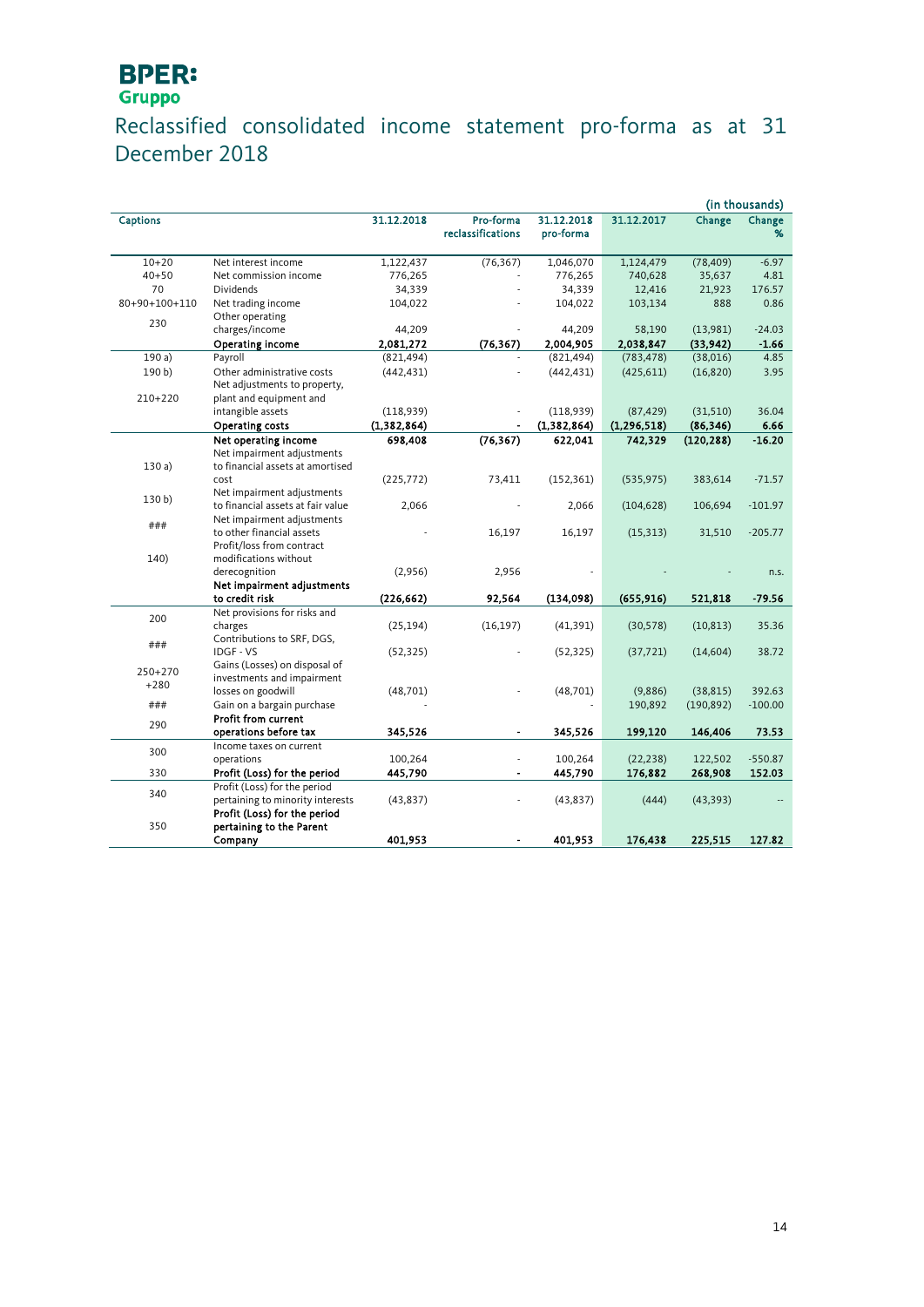BPER: Gruppo

# Reclassified consolidated income statement pro-forma as at 31 December 2018

(in thousands)

| Captions | | 31.12.2018 | Pro-forma reclassifications | 31.12.2018 pro-forma | 31.12.2017 | Change | Change % |
|---|---|---|---|---|---|---|---|
| 10+20 | Net interest income | 1,122,437 | (76,367) | 1,046,070 | 1,124,479 | (78,409) | -6.97 |
| 40+50 | Net commission income | 776,265 | - | 776,265 | 740,628 | 35,637 | 4.81 |
| 70 | Dividends | 34,339 | - | 34,339 | 12,416 | 21,923 | 176.57 |
| 80+90+100+110 | Net trading income | 104,022 | - | 104,022 | 103,134 | 888 | 0.86 |
| 230 | Other operating charges/income | 44,209 | - | 44,209 | 58,190 | (13,981) | -24.03 |
| | **Operating income** | **2,081,272** | **(76,367)** | **2,004,905** | **2,038,847** | **(33,942)** | **-1.66** |
| 190 a) | Payroll | (821,494) | - | (821,494) | (783,478) | (38,016) | 4.85 |
| 190 b) | Other administrative costs | (442,431) | - | (442,431) | (425,611) | (16,820) | 3.95 |
| 210+220 | Net adjustments to property, plant and equipment and intangible assets | (118,939) | - | (118,939) | (87,429) | (31,510) | 36.04 |
| | **Operating costs** | **(1,382,864)** | **-** | **(1,382,864)** | **(1,296,518)** | **(86,346)** | **6.66** |
| | **Net operating income** | **698,408** | **(76,367)** | **622,041** | **742,329** | **(120,288)** | **-16.20** |
| 130 a) | Net impairment adjustments to financial assets at amortised cost | (225,772) | 73,411 | (152,361) | (535,975) | 383,614 | -71.57 |
| 130 b) | Net impairment adjustments to financial assets at fair value | 2,066 | - | 2,066 | (104,628) | 106,694 | -101.97 |
| ### | Net impairment adjustments to other financial assets | - | 16,197 | 16,197 | (15,313) | 31,510 | -205.77 |
| 140) | Profit/loss from contract modifications without derecognition | (2,956) | 2,956 | - | - | - | n.s. |
| | **Net impairment adjustments to credit risk** | **(226,662)** | **92,564** | **(134,098)** | **(655,916)** | **521,818** | **-79.56** |
| 200 | Net provisions for risks and charges | (25,194) | (16,197) | (41,391) | (30,578) | (10,813) | 35.36 |
| ### | Contributions to SRF, DGS, IDGF - VS | (52,325) | - | (52,325) | (37,721) | (14,604) | 38.72 |
| 250+270 +280 | Gains (Losses) on disposal of investments and impairment losses on goodwill | (48,701) | - | (48,701) | (9,886) | (38,815) | 392.63 |
| ### | Gain on a bargain purchase | - | | - | 190,892 | (190,892) | -100.00 |
| 290 | **Profit from current operations before tax** | **345,526** | **-** | **345,526** | **199,120** | **146,406** | **73.53** |
| 300 | Income taxes on current operations | 100,264 | - | 100,264 | (22,238) | 122,502 | -550.87 |
| 330 | **Profit (Loss) for the period** | **445,790** | **-** | **445,790** | **176,882** | **268,908** | **152.03** |
| 340 | Profit (Loss) for the period pertaining to minority interests | (43,837) | - | (43,837) | (444) | (43,393) | -- |
| 350 | **Profit (Loss) for the period pertaining to the Parent Company** | **401,953** | **-** | **401,953** | **176,438** | **225,515** | **127.82** |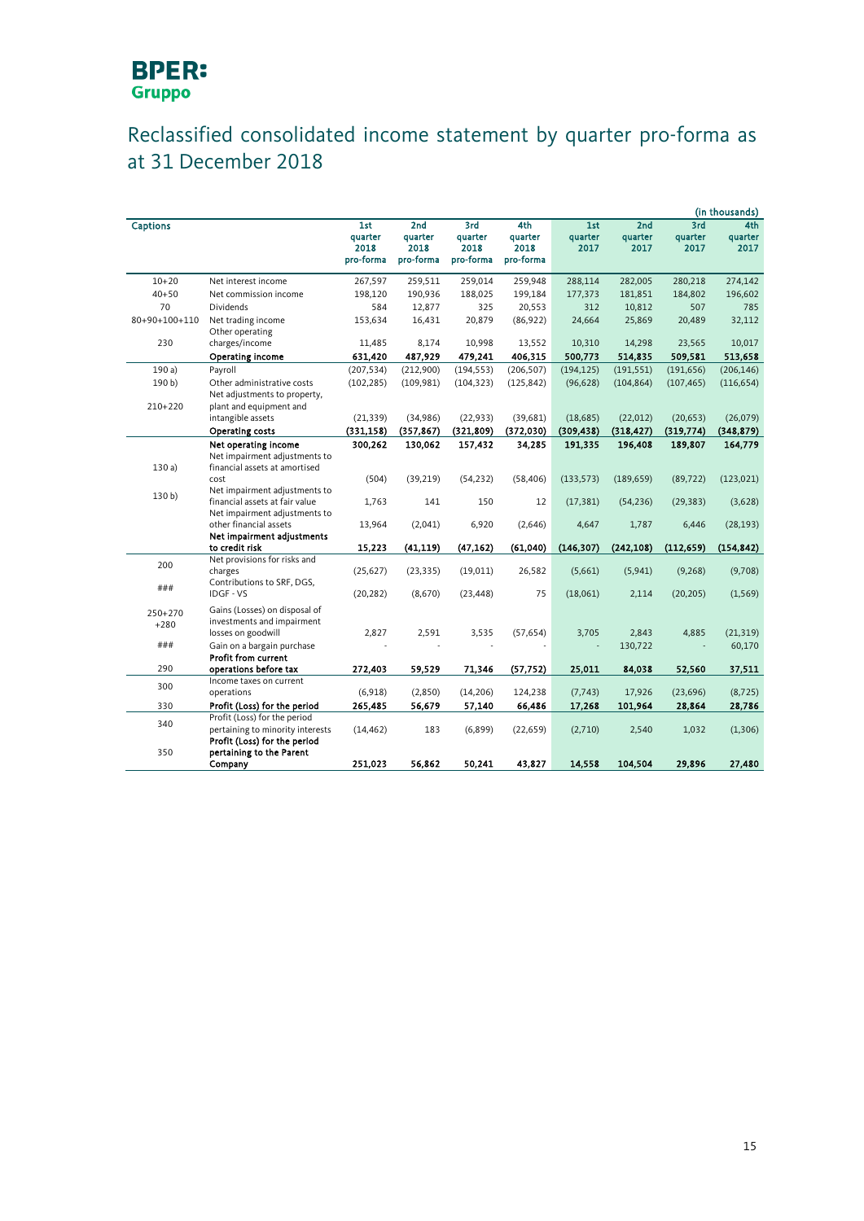# Reclassified consolidated income statement by quarter pro-forma as at 31 December 2018

(in thousands)

| Captions | | 1st quarter 2018 pro-forma | 2nd quarter 2018 pro-forma | 3rd quarter 2018 pro-forma | 4th quarter 2018 pro-forma | 1st quarter 2017 | 2nd quarter 2017 | 3rd quarter 2017 | 4th quarter 2017 |
|---|---|---|---|---|---|---|---|---|---|
| 10+20 | Net interest income | 267,597 | 259,511 | 259,014 | 259,948 | 288,114 | 282,005 | 280,218 | 274,142 |
| 40+50 | Net commission income | 198,120 | 190,936 | 188,025 | 199,184 | 177,373 | 181,851 | 184,802 | 196,602 |
| 70 | Dividends | 584 | 12,877 | 325 | 20,553 | 312 | 10,812 | 507 | 785 |
| 80+90+100+110 | Net trading income | 153,634 | 16,431 | 20,879 | (86,922) | 24,664 | 25,869 | 20,489 | 32,112 |
| 230 | Other operating charges/income | 11,485 | 8,174 | 10,998 | 13,552 | 10,310 | 14,298 | 23,565 | 10,017 |
| | **Operating income** | **631,420** | **487,929** | **479,241** | **406,315** | **500,773** | **514,835** | **509,581** | **513,658** |
| 190 a) | Payroll | (207,534) | (212,900) | (194,553) | (206,507) | (194,125) | (191,551) | (191,656) | (206,146) |
| 190 b) | Other administrative costs | (102,285) | (109,981) | (104,323) | (125,842) | (96,628) | (104,864) | (107,465) | (116,654) |
| 210+220 | Net adjustments to property, plant and equipment and intangible assets | (21,339) | (34,986) | (22,933) | (39,681) | (18,685) | (22,012) | (20,653) | (26,079) |
| | **Operating costs** | **(331,158)** | **(357,867)** | **(321,809)** | **(372,030)** | **(309,438)** | **(318,427)** | **(319,774)** | **(348,879)** |
| | **Net operating income** | **300,262** | **130,062** | **157,432** | **34,285** | **191,335** | **196,408** | **189,807** | **164,779** |
| 130 a) | Net impairment adjustments to financial assets at amortised cost | (504) | (39,219) | (54,232) | (58,406) | (133,573) | (189,659) | (89,722) | (123,021) |
| 130 b) | Net impairment adjustments to financial assets at fair value | 1,763 | 141 | 150 | 12 | (17,381) | (54,236) | (29,383) | (3,628) |
| | Net impairment adjustments to other financial assets | 13,964 | (2,041) | 6,920 | (2,646) | 4,647 | 1,787 | 6,446 | (28,193) |
| | **Net impairment adjustments to credit risk** | **15,223** | **(41,119)** | **(47,162)** | **(61,040)** | **(146,307)** | **(242,108)** | **(112,659)** | **(154,842)** |
| 200 | Net provisions for risks and charges | (25,627) | (23,335) | (19,011) | 26,582 | (5,661) | (5,941) | (9,268) | (9,708) |
| ### | Contributions to SRF, DGS, IDGF - VS | (20,282) | (8,670) | (23,448) | 75 | (18,061) | 2,114 | (20,205) | (1,569) |
| 250+270 +280 | Gains (Losses) on disposal of investments and impairment losses on goodwill | 2,827 | 2,591 | 3,535 | (57,654) | 3,705 | 2,843 | 4,885 | (21,319) |
| ### | Gain on a bargain purchase | - | - | - | - | - | 130,722 | - | 60,170 |
| 290 | **Profit from current operations before tax** | **272,403** | **59,529** | **71,346** | **(57,752)** | **25,011** | **84,038** | **52,560** | **37,511** |
| 300 | Income taxes on current operations | (6,918) | (2,850) | (14,206) | 124,238 | (7,743) | 17,926 | (23,696) | (8,725) |
| 330 | **Profit (Loss) for the period** | **265,485** | **56,679** | **57,140** | **66,486** | **17,268** | **101,964** | **28,864** | **28,786** |
| 340 | Profit (Loss) for the period pertaining to minority interests | (14,462) | 183 | (6,899) | (22,659) | (2,710) | 2,540 | 1,032 | (1,306) |
| 350 | **Profit (Loss) for the period pertaining to the Parent Company** | **251,023** | **56,862** | **50,241** | **43,827** | **14,558** | **104,504** | **29,896** | **27,480** |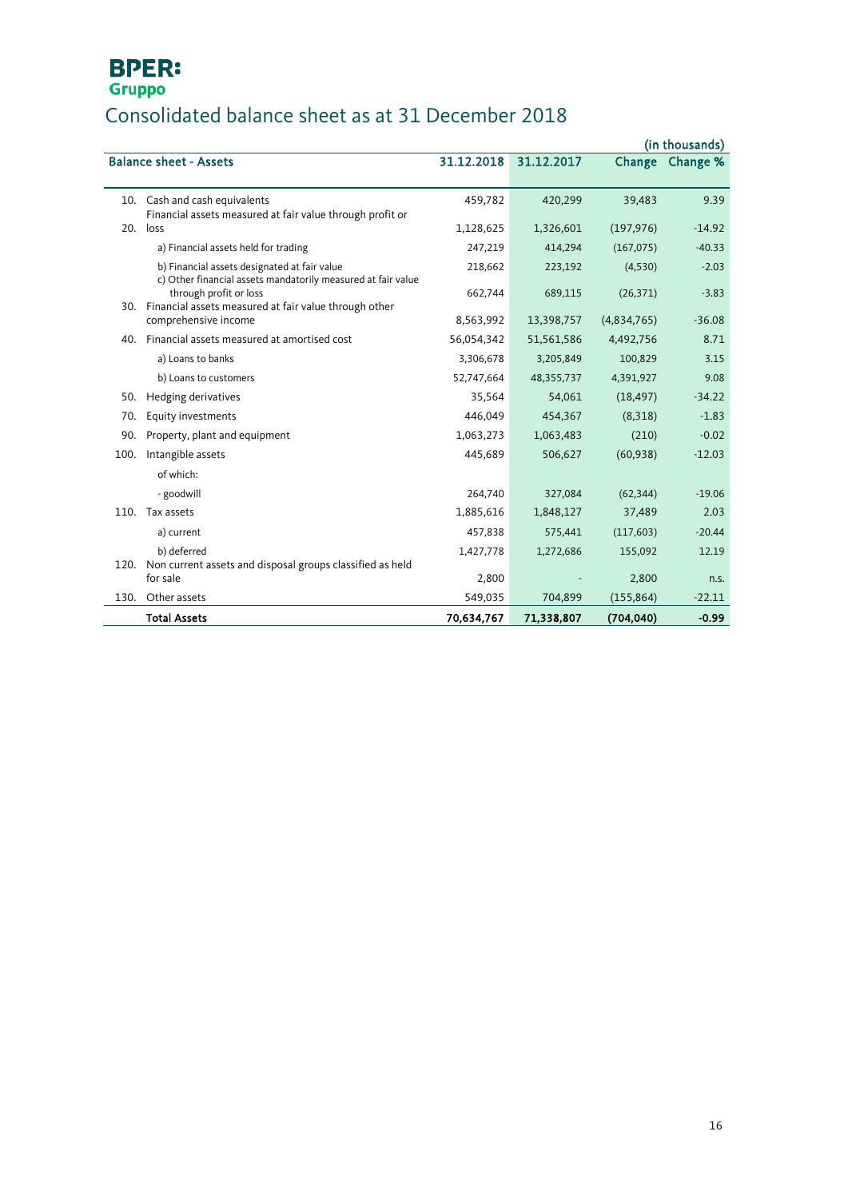BPER: Gruppo

# Consolidated balance sheet as at 31 December 2018

(in thousands)

| | Balance sheet - Assets | 31.12.2018 | 31.12.2017 | Change | Change % |
|---|---|---|---|---|---|
| 10. | Cash and cash equivalents | 459,782 | 420,299 | 39,483 | 9.39 |
| 20. | Financial assets measured at fair value through profit or loss | 1,128,625 | 1,326,601 | (197,976) | -14.92 |
| | a) Financial assets held for trading | 247,219 | 414,294 | (167,075) | -40.33 |
| | b) Financial assets designated at fair value | 218,662 | 223,192 | (4,530) | -2.03 |
| | c) Other financial assets mandatorily measured at fair value through profit or loss | 662,744 | 689,115 | (26,371) | -3.83 |
| 30. | Financial assets measured at fair value through other comprehensive income | 8,563,992 | 13,398,757 | (4,834,765) | -36.08 |
| 40. | Financial assets measured at amortised cost | 56,054,342 | 51,561,586 | 4,492,756 | 8.71 |
| | a) Loans to banks | 3,306,678 | 3,205,849 | 100,829 | 3.15 |
| | b) Loans to customers | 52,747,664 | 48,355,737 | 4,391,927 | 9.08 |
| 50. | Hedging derivatives | 35,564 | 54,061 | (18,497) | -34.22 |
| 70. | Equity investments | 446,049 | 454,367 | (8,318) | -1.83 |
| 90. | Property, plant and equipment | 1,063,273 | 1,063,483 | (210) | -0.02 |
| 100. | Intangible assets | 445,689 | 506,627 | (60,938) | -12.03 |
| | of which: | | | | |
| | - goodwill | 264,740 | 327,084 | (62,344) | -19.06 |
| 110. | Tax assets | 1,885,616 | 1,848,127 | 37,489 | 2.03 |
| | a) current | 457,838 | 575,441 | (117,603) | -20.44 |
| | b) deferred | 1,427,778 | 1,272,686 | 155,092 | 12.19 |
| 120. | Non current assets and disposal groups classified as held for sale | 2,800 | - | 2,800 | n.s. |
| 130. | Other assets | 549,035 | 704,899 | (155,864) | -22.11 |
| | **Total Assets** | **70,634,767** | **71,338,807** | **(704,040)** | **-0.99** |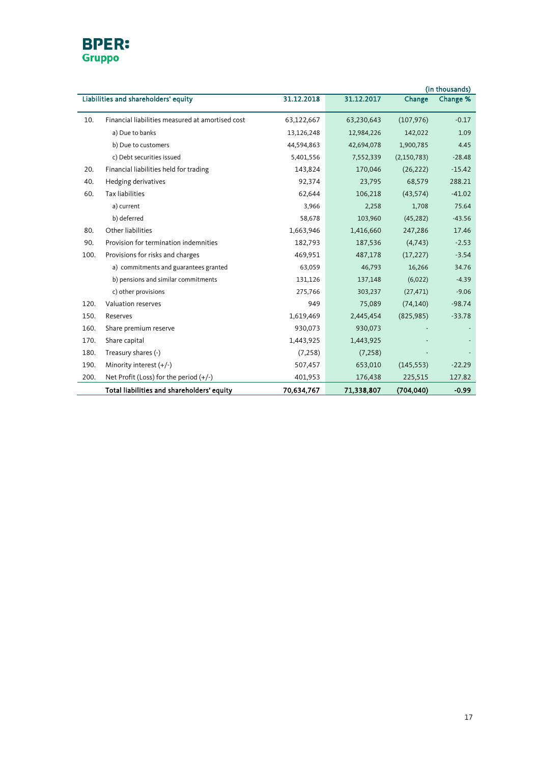(in thousands)

| | Liabilities and shareholders' equity | 31.12.2018 | 31.12.2017 | Change | Change % |
|---|---|---|---|---|---|
| 10. | Financial liabilities measured at amortised cost | 63,122,667 | 63,230,643 | (107,976) | -0.17 |
| | a) Due to banks | 13,126,248 | 12,984,226 | 142,022 | 1.09 |
| | b) Due to customers | 44,594,863 | 42,694,078 | 1,900,785 | 4.45 |
| | c) Debt securities issued | 5,401,556 | 7,552,339 | (2,150,783) | -28.48 |
| 20. | Financial liabilities held for trading | 143,824 | 170,046 | (26,222) | -15.42 |
| 40. | Hedging derivatives | 92,374 | 23,795 | 68,579 | 288.21 |
| 60. | Tax liabilities | 62,644 | 106,218 | (43,574) | -41.02 |
| | a) current | 3,966 | 2,258 | 1,708 | 75.64 |
| | b) deferred | 58,678 | 103,960 | (45,282) | -43.56 |
| 80. | Other liabilities | 1,663,946 | 1,416,660 | 247,286 | 17.46 |
| 90. | Provision for termination indemnities | 182,793 | 187,536 | (4,743) | -2.53 |
| 100. | Provisions for risks and charges | 469,951 | 487,178 | (17,227) | -3.54 |
| | a) commitments and guarantees granted | 63,059 | 46,793 | 16,266 | 34.76 |
| | b) pensions and similar commitments | 131,126 | 137,148 | (6,022) | -4.39 |
| | c) other provisions | 275,766 | 303,237 | (27,471) | -9.06 |
| 120. | Valuation reserves | 949 | 75,089 | (74,140) | -98.74 |
| 150. | Reserves | 1,619,469 | 2,445,454 | (825,985) | -33.78 |
| 160. | Share premium reserve | 930,073 | 930,073 | - | - |
| 170. | Share capital | 1,443,925 | 1,443,925 | - | - |
| 180. | Treasury shares (-) | (7,258) | (7,258) | - | - |
| 190. | Minority interest (+/-) | 507,457 | 653,010 | (145,553) | -22.29 |
| 200. | Net Profit (Loss) for the period (+/-) | 401,953 | 176,438 | 225,515 | 127.82 |
| | **Total liabilities and shareholders' equity** | **70,634,767** | **71,338,807** | **(704,040)** | **-0.99** |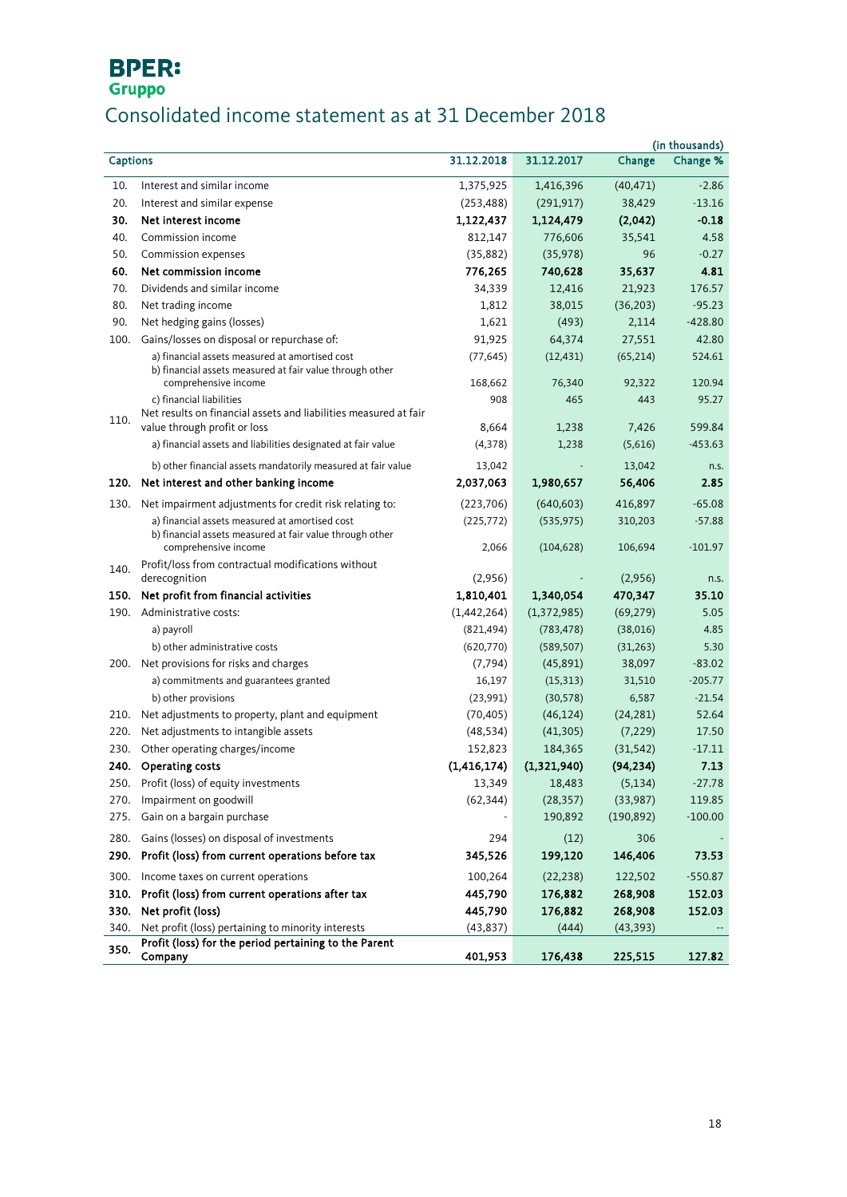BPER: Gruppo

# Consolidated income statement as at 31 December 2018

(in thousands)

| | Captions | 31.12.2018 | 31.12.2017 | Change | Change % |
|---|---|---|---|---|---|
| 10. | Interest and similar income | 1,375,925 | 1,416,396 | (40,471) | -2.86 |
| 20. | Interest and similar expense | (253,488) | (291,917) | 38,429 | -13.16 |
| **30.** | **Net interest income** | **1,122,437** | **1,124,479** | **(2,042)** | **-0.18** |
| 40. | Commission income | 812,147 | 776,606 | 35,541 | 4.58 |
| 50. | Commission expenses | (35,882) | (35,978) | 96 | -0.27 |
| **60.** | **Net commission income** | **776,265** | **740,628** | **35,637** | **4.81** |
| 70. | Dividends and similar income | 34,339 | 12,416 | 21,923 | 176.57 |
| 80. | Net trading income | 1,812 | 38,015 | (36,203) | -95.23 |
| 90. | Net hedging gains (losses) | 1,621 | (493) | 2,114 | -428.80 |
| 100. | Gains/losses on disposal or repurchase of: | 91,925 | 64,374 | 27,551 | 42.80 |
| | a) financial assets measured at amortised cost | (77,645) | (12,431) | (65,214) | 524.61 |
| | b) financial assets measured at fair value through other comprehensive income | 168,662 | 76,340 | 92,322 | 120.94 |
| | c) financial liabilities | 908 | 465 | 443 | 95.27 |
| 110. | Net results on financial assets and liabilities measured at fair value through profit or loss | 8,664 | 1,238 | 7,426 | 599.84 |
| | a) financial assets and liabilities designated at fair value | (4,378) | 1,238 | (5,616) | -453.63 |
| | b) other financial assets mandatorily measured at fair value | 13,042 | - | 13,042 | n.s. |
| **120.** | **Net interest and other banking income** | **2,037,063** | **1,980,657** | **56,406** | **2.85** |
| 130. | Net impairment adjustments for credit risk relating to: | (223,706) | (640,603) | 416,897 | -65.08 |
| | a) financial assets measured at amortised cost | (225,772) | (535,975) | 310,203 | -57.88 |
| | b) financial assets measured at fair value through other comprehensive income | 2,066 | (104,628) | 106,694 | -101.97 |
| 140. | Profit/loss from contractual modifications without derecognition | (2,956) | - | (2,956) | n.s. |
| **150.** | **Net profit from financial activities** | **1,810,401** | **1,340,054** | **470,347** | **35.10** |
| 190. | Administrative costs: | (1,442,264) | (1,372,985) | (69,279) | 5.05 |
| | a) payroll | (821,494) | (783,478) | (38,016) | 4.85 |
| | b) other administrative costs | (620,770) | (589,507) | (31,263) | 5.30 |
| 200. | Net provisions for risks and charges | (7,794) | (45,891) | 38,097 | -83.02 |
| | a) commitments and guarantees granted | 16,197 | (15,313) | 31,510 | -205.77 |
| | b) other provisions | (23,991) | (30,578) | 6,587 | -21.54 |
| 210. | Net adjustments to property, plant and equipment | (70,405) | (46,124) | (24,281) | 52.64 |
| 220. | Net adjustments to intangible assets | (48,534) | (41,305) | (7,229) | 17.50 |
| 230. | Other operating charges/income | 152,823 | 184,365 | (31,542) | -17.11 |
| **240.** | **Operating costs** | **(1,416,174)** | **(1,321,940)** | **(94,234)** | **7.13** |
| 250. | Profit (loss) of equity investments | 13,349 | 18,483 | (5,134) | -27.78 |
| 270. | Impairment on goodwill | (62,344) | (28,357) | (33,987) | 119.85 |
| 275. | Gain on a bargain purchase | - | 190,892 | (190,892) | -100.00 |
| 280. | Gains (losses) on disposal of investments | 294 | (12) | 306 | - |
| **290.** | **Profit (loss) from current operations before tax** | **345,526** | **199,120** | **146,406** | **73.53** |
| 300. | Income taxes on current operations | 100,264 | (22,238) | 122,502 | -550.87 |
| **310.** | **Profit (loss) from current operations after tax** | **445,790** | **176,882** | **268,908** | **152.03** |
| **330.** | **Net profit (loss)** | **445,790** | **176,882** | **268,908** | **152.03** |
| 340. | Net profit (loss) pertaining to minority interests | (43,837) | (444) | (43,393) | -- |
| **350.** | **Profit (loss) for the period pertaining to the Parent Company** | **401,953** | **176,438** | **225,515** | **127.82** |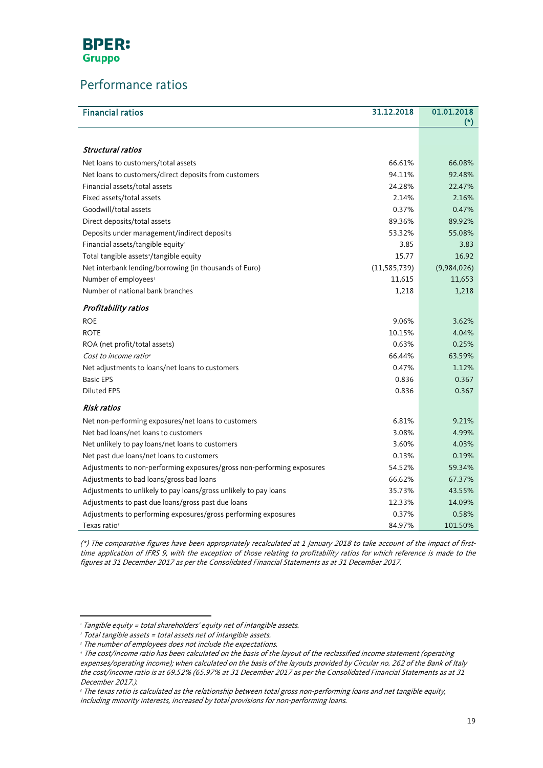BPER: Gruppo

## Performance ratios

| Financial ratios | 31.12.2018 | 01.01.2018 (*) |
|---|---|---|
| ***Structural ratios*** | | |
| Net loans to customers/total assets | 66.61% | 66.08% |
| Net loans to customers/direct deposits from customers | 94.11% | 92.48% |
| Financial assets/total assets | 24.28% | 22.47% |
| Fixed assets/total assets | 2.14% | 2.16% |
| Goodwill/total assets | 0.37% | 0.47% |
| Direct deposits/total assets | 89.36% | 89.92% |
| Deposits under management/indirect deposits | 53.32% | 55.08% |
| Financial assets/tangible equity[1] | 3.85 | 3.83 |
| Total tangible assets[2]/tangible equity | 15.77 | 16.92 |
| Net interbank lending/borrowing (in thousands of Euro) | (11,585,739) | (9,984,026) |
| Number of employees[3] | 11,615 | 11,653 |
| Number of national bank branches | 1,218 | 1,218 |
| ***Profitability ratios*** | | |
| ROE | 9.06% | 3.62% |
| ROTE | 10.15% | 4.04% |
| ROA (net profit/total assets) | 0.63% | 0.25% |
| *Cost to income ratio*[4] | 66.44% | 63.59% |
| Net adjustments to loans/net loans to customers | 0.47% | 1.12% |
| Basic EPS | 0.836 | 0.367 |
| Diluted EPS | 0.836 | 0.367 |
| ***Risk ratios*** | | |
| Net non-performing exposures/net loans to customers | 6.81% | 9.21% |
| Net bad loans/net loans to customers | 3.08% | 4.99% |
| Net unlikely to pay loans/net loans to customers | 3.60% | 4.03% |
| Net past due loans/net loans to customers | 0.13% | 0.19% |
| Adjustments to non-performing exposures/gross non-performing exposures | 54.52% | 59.34% |
| Adjustments to bad loans/gross bad loans | 66.62% | 67.37% |
| Adjustments to unlikely to pay loans/gross unlikely to pay loans | 35.73% | 43.55% |
| Adjustments to past due loans/gross past due loans | 12.33% | 14.09% |
| Adjustments to performing exposures/gross performing exposures | 0.37% | 0.58% |
| Texas ratio[5] | 84.97% | 101.50% |

*(\*) The comparative figures have been appropriately recalculated at 1 January 2018 to take account of the impact of first-time application of IFRS 9, with the exception of those relating to profitability ratios for which reference is made to the figures at 31 December 2017 as per the Consolidated Financial Statements as at 31 December 2017.*

---

[1] *Tangible equity = total shareholders' equity net of intangible assets.*

[2] *Total tangible assets = total assets net of intangible assets.*

[3] *The number of employees does not include the expectations.*

[4] *The cost/income ratio has been calculated on the basis of the layout of the reclassified income statement (operating expenses/operating income); when calculated on the basis of the layouts provided by Circular no. 262 of the Bank of Italy the cost/income ratio is at 69.52% (65.97% at 31 December 2017 as per the Consolidated Financial Statements as at 31 December 2017.).*

[5] *The texas ratio is calculated as the relationship between total gross non-performing loans and net tangible equity, including minority interests, increased by total provisions for non-performing loans.*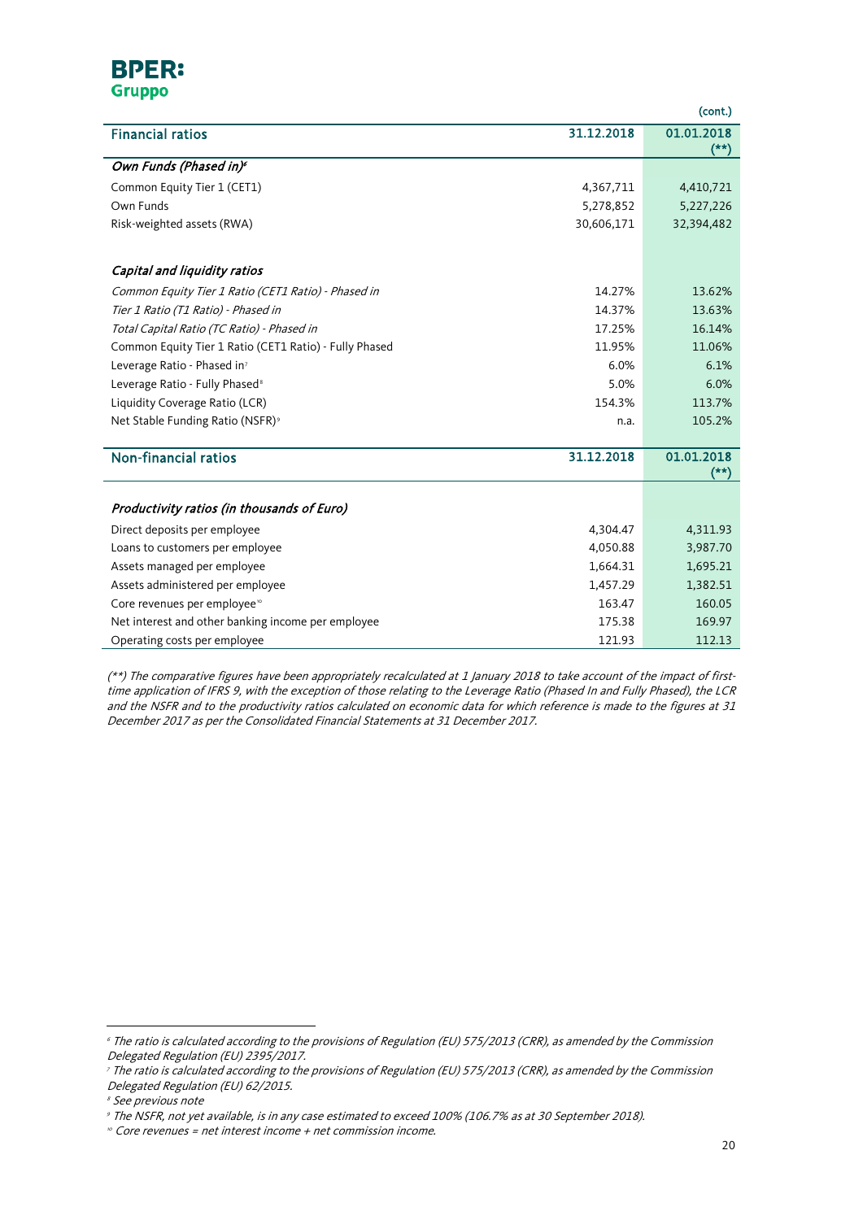**BPER: Gruppo**

(cont.)

| Financial ratios | 31.12.2018 | 01.01.2018 (**) |
|---|---|---|
| *Own Funds (Phased in)*[6] | | |
| Common Equity Tier 1 (CET1) | 4,367,711 | 4,410,721 |
| Own Funds | 5,278,852 | 5,227,226 |
| Risk-weighted assets (RWA) | 30,606,171 | 32,394,482 |
| | | |
| *Capital and liquidity ratios* | | |
| *Common Equity Tier 1 Ratio (CET1 Ratio) - Phased in* | 14.27% | 13.62% |
| *Tier 1 Ratio (T1 Ratio) - Phased in* | 14.37% | 13.63% |
| *Total Capital Ratio (TC Ratio) - Phased in* | 17.25% | 16.14% |
| Common Equity Tier 1 Ratio (CET1 Ratio) - Fully Phased | 11.95% | 11.06% |
| Leverage Ratio - Phased in[7] | 6.0% | 6.1% |
| Leverage Ratio - Fully Phased[8] | 5.0% | 6.0% |
| Liquidity Coverage Ratio (LCR) | 154.3% | 113.7% |
| Net Stable Funding Ratio (NSFR)[9] | n.a. | 105.2% |

| Non-financial ratios | 31.12.2018 | 01.01.2018 (**) |
|---|---|---|
| *Productivity ratios (in thousands of Euro)* | | |
| Direct deposits per employee | 4,304.47 | 4,311.93 |
| Loans to customers per employee | 4,050.88 | 3,987.70 |
| Assets managed per employee | 1,664.31 | 1,695.21 |
| Assets administered per employee | 1,457.29 | 1,382.51 |
| Core revenues per employee[10] | 163.47 | 160.05 |
| Net interest and other banking income per employee | 175.38 | 169.97 |
| Operating costs per employee | 121.93 | 112.13 |

*(**) The comparative figures have been appropriately recalculated at 1 January 2018 to take account of the impact of first-time application of IFRS 9, with the exception of those relating to the Leverage Ratio (Phased In and Fully Phased), the LCR and the NSFR and to the productivity ratios calculated on economic data for which reference is made to the figures at 31 December 2017 as per the Consolidated Financial Statements at 31 December 2017.*

---

[6] *The ratio is calculated according to the provisions of Regulation (EU) 575/2013 (CRR), as amended by the Commission Delegated Regulation (EU) 2395/2017.*

[7] *The ratio is calculated according to the provisions of Regulation (EU) 575/2013 (CRR), as amended by the Commission Delegated Regulation (EU) 62/2015.*

[8] *See previous note*

[9] *The NSFR, not yet available, is in any case estimated to exceed 100% (106.7% as at 30 September 2018).*

[10] *Core revenues = net interest income + net commission income.*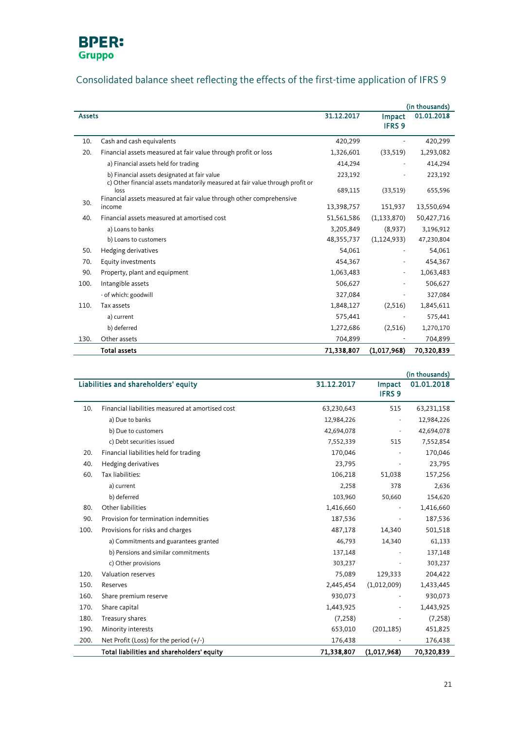**BPER: Gruppo**

## Consolidated balance sheet reflecting the effects of the first-time application of IFRS 9

(in thousands)

| | Assets | 31.12.2017 | Impact IFRS 9 | 01.01.2018 |
|---|---|---|---|---|
| 10. | Cash and cash equivalents | 420,299 | - | 420,299 |
| 20. | Financial assets measured at fair value through profit or loss | 1,326,601 | (33,519) | 1,293,082 |
| | a) Financial assets held for trading | 414,294 | - | 414,294 |
| | b) Financial assets designated at fair value | 223,192 | - | 223,192 |
| | c) Other financial assets mandatorily measured at fair value through profit or loss | 689,115 | (33,519) | 655,596 |
| 30. | Financial assets measured at fair value through other comprehensive income | 13,398,757 | 151,937 | 13,550,694 |
| 40. | Financial assets measured at amortised cost | 51,561,586 | (1,133,870) | 50,427,716 |
| | a) Loans to banks | 3,205,849 | (8,937) | 3,196,912 |
| | b) Loans to customers | 48,355,737 | (1,124,933) | 47,230,804 |
| 50. | Hedging derivatives | 54,061 | - | 54,061 |
| 70. | Equity investments | 454,367 | - | 454,367 |
| 90. | Property, plant and equipment | 1,063,483 | - | 1,063,483 |
| 100. | Intangible assets | 506,627 | - | 506,627 |
| | - of which: goodwill | 327,084 | - | 327,084 |
| 110. | Tax assets | 1,848,127 | (2,516) | 1,845,611 |
| | a) current | 575,441 | - | 575,441 |
| | b) deferred | 1,272,686 | (2,516) | 1,270,170 |
| 130. | Other assets | 704,899 | - | 704,899 |
| | **Total assets** | **71,338,807** | **(1,017,968)** | **70,320,839** |

(in thousands)

| | Liabilities and shareholders' equity | 31.12.2017 | Impact IFRS 9 | 01.01.2018 |
|---|---|---|---|---|
| 10. | Financial liabilities measured at amortised cost | 63,230,643 | 515 | 63,231,158 |
| | a) Due to banks | 12,984,226 | - | 12,984,226 |
| | b) Due to customers | 42,694,078 | - | 42,694,078 |
| | c) Debt securities issued | 7,552,339 | 515 | 7,552,854 |
| 20. | Financial liabilities held for trading | 170,046 | - | 170,046 |
| 40. | Hedging derivatives | 23,795 | - | 23,795 |
| 60. | Tax liabilities: | 106,218 | 51,038 | 157,256 |
| | a) current | 2,258 | 378 | 2,636 |
| | b) deferred | 103,960 | 50,660 | 154,620 |
| 80. | Other liabilities | 1,416,660 | - | 1,416,660 |
| 90. | Provision for termination indemnities | 187,536 | - | 187,536 |
| 100. | Provisions for risks and charges | 487,178 | 14,340 | 501,518 |
| | a) Commitments and guarantees granted | 46,793 | 14,340 | 61,133 |
| | b) Pensions and similar commitments | 137,148 | - | 137,148 |
| | c) Other provisions | 303,237 | - | 303,237 |
| 120. | Valuation reserves | 75,089 | 129,333 | 204,422 |
| 150. | Reserves | 2,445,454 | (1,012,009) | 1,433,445 |
| 160. | Share premium reserve | 930,073 | - | 930,073 |
| 170. | Share capital | 1,443,925 | - | 1,443,925 |
| 180. | Treasury shares | (7,258) | - | (7,258) |
| 190. | Minority interests | 653,010 | (201,185) | 451,825 |
| 200. | Net Profit (Loss) for the period (+/-) | 176,438 | - | 176,438 |
| | **Total liabilities and shareholders' equity** | **71,338,807** | **(1,017,968)** | **70,320,839** |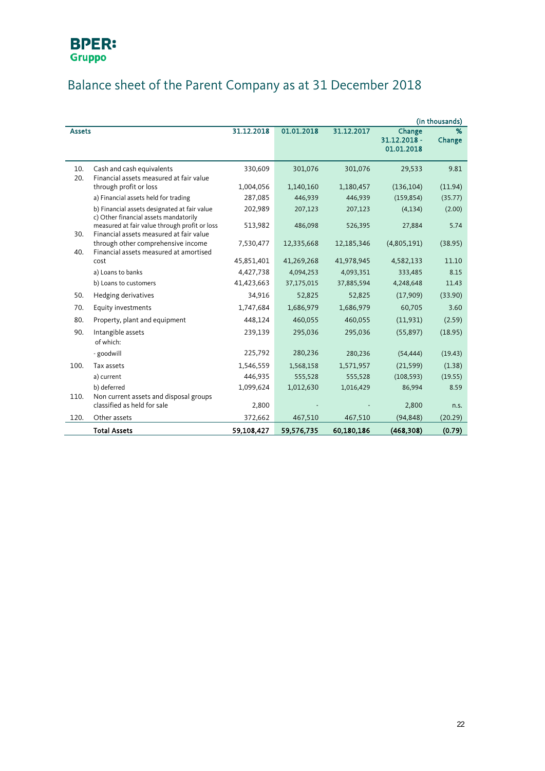BPER:
Gruppo

# Balance sheet of the Parent Company as at 31 December 2018

(in thousands)

| | Assets | 31.12.2018 | 01.01.2018 | 31.12.2017 | Change 31.12.2018 - 01.01.2018 | % Change |
|---|---|---|---|---|---|---|
| 10. | Cash and cash equivalents | 330,609 | 301,076 | 301,076 | 29,533 | 9.81 |
| 20. | Financial assets measured at fair value through profit or loss | 1,004,056 | 1,140,160 | 1,180,457 | (136,104) | (11.94) |
| | a) Financial assets held for trading | 287,085 | 446,939 | 446,939 | (159,854) | (35.77) |
| | b) Financial assets designated at fair value | 202,989 | 207,123 | 207,123 | (4,134) | (2.00) |
| | c) Other financial assets mandatorily measured at fair value through profit or loss | 513,982 | 486,098 | 526,395 | 27,884 | 5.74 |
| 30. | Financial assets measured at fair value through other comprehensive income | 7,530,477 | 12,335,668 | 12,185,346 | (4,805,191) | (38.95) |
| 40. | Financial assets measured at amortised cost | 45,851,401 | 41,269,268 | 41,978,945 | 4,582,133 | 11.10 |
| | a) Loans to banks | 4,427,738 | 4,094,253 | 4,093,351 | 333,485 | 8.15 |
| | b) Loans to customers | 41,423,663 | 37,175,015 | 37,885,594 | 4,248,648 | 11.43 |
| 50. | Hedging derivatives | 34,916 | 52,825 | 52,825 | (17,909) | (33.90) |
| 70. | Equity investments | 1,747,684 | 1,686,979 | 1,686,979 | 60,705 | 3.60 |
| 80. | Property, plant and equipment | 448,124 | 460,055 | 460,055 | (11,931) | (2.59) |
| 90. | Intangible assets of which: | 239,139 | 295,036 | 295,036 | (55,897) | (18.95) |
| | - goodwill | 225,792 | 280,236 | 280,236 | (54,444) | (19.43) |
| 100. | Tax assets | 1,546,559 | 1,568,158 | 1,571,957 | (21,599) | (1.38) |
| | a) current | 446,935 | 555,528 | 555,528 | (108,593) | (19.55) |
| | b) deferred | 1,099,624 | 1,012,630 | 1,016,429 | 86,994 | 8.59 |
| 110. | Non current assets and disposal groups classified as held for sale | 2,800 | - | - | 2,800 | n.s. |
| 120. | Other assets | 372,662 | 467,510 | 467,510 | (94,848) | (20.29) |
| | **Total Assets** | **59,108,427** | **59,576,735** | **60,180,186** | **(468,308)** | **(0.79)** |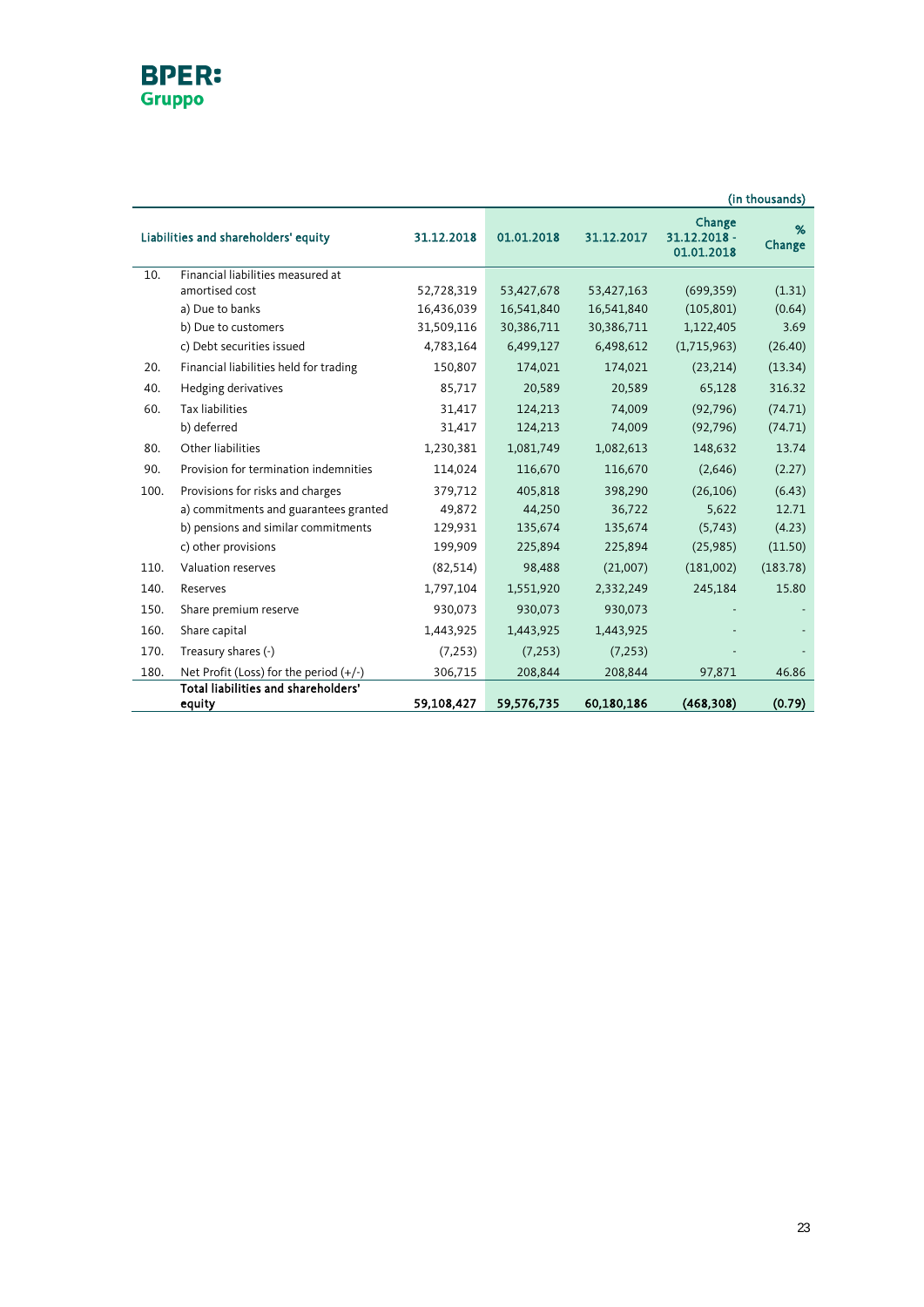BPER:
Gruppo

(in thousands)

| | Liabilities and shareholders' equity | 31.12.2018 | 01.01.2018 | 31.12.2017 | Change 31.12.2018 - 01.01.2018 | % Change |
|---|---|---|---|---|---|---|
| 10. | Financial liabilities measured at amortised cost | 52,728,319 | 53,427,678 | 53,427,163 | (699,359) | (1.31) |
| | a) Due to banks | 16,436,039 | 16,541,840 | 16,541,840 | (105,801) | (0.64) |
| | b) Due to customers | 31,509,116 | 30,386,711 | 30,386,711 | 1,122,405 | 3.69 |
| | c) Debt securities issued | 4,783,164 | 6,499,127 | 6,498,612 | (1,715,963) | (26.40) |
| 20. | Financial liabilities held for trading | 150,807 | 174,021 | 174,021 | (23,214) | (13.34) |
| 40. | Hedging derivatives | 85,717 | 20,589 | 20,589 | 65,128 | 316.32 |
| 60. | Tax liabilities | 31,417 | 124,213 | 74,009 | (92,796) | (74.71) |
| | b) deferred | 31,417 | 124,213 | 74,009 | (92,796) | (74.71) |
| 80. | Other liabilities | 1,230,381 | 1,081,749 | 1,082,613 | 148,632 | 13.74 |
| 90. | Provision for termination indemnities | 114,024 | 116,670 | 116,670 | (2,646) | (2.27) |
| 100. | Provisions for risks and charges | 379,712 | 405,818 | 398,290 | (26,106) | (6.43) |
| | a) commitments and guarantees granted | 49,872 | 44,250 | 36,722 | 5,622 | 12.71 |
| | b) pensions and similar commitments | 129,931 | 135,674 | 135,674 | (5,743) | (4.23) |
| | c) other provisions | 199,909 | 225,894 | 225,894 | (25,985) | (11.50) |
| 110. | Valuation reserves | (82,514) | 98,488 | (21,007) | (181,002) | (183.78) |
| 140. | Reserves | 1,797,104 | 1,551,920 | 2,332,249 | 245,184 | 15.80 |
| 150. | Share premium reserve | 930,073 | 930,073 | 930,073 | - | - |
| 160. | Share capital | 1,443,925 | 1,443,925 | 1,443,925 | - | - |
| 170. | Treasury shares (-) | (7,253) | (7,253) | (7,253) | - | - |
| 180. | Net Profit (Loss) for the period (+/-) | 306,715 | 208,844 | 208,844 | 97,871 | 46.86 |
| | **Total liabilities and shareholders' equity** | **59,108,427** | **59,576,735** | **60,180,186** | **(468,308)** | **(0.79)** |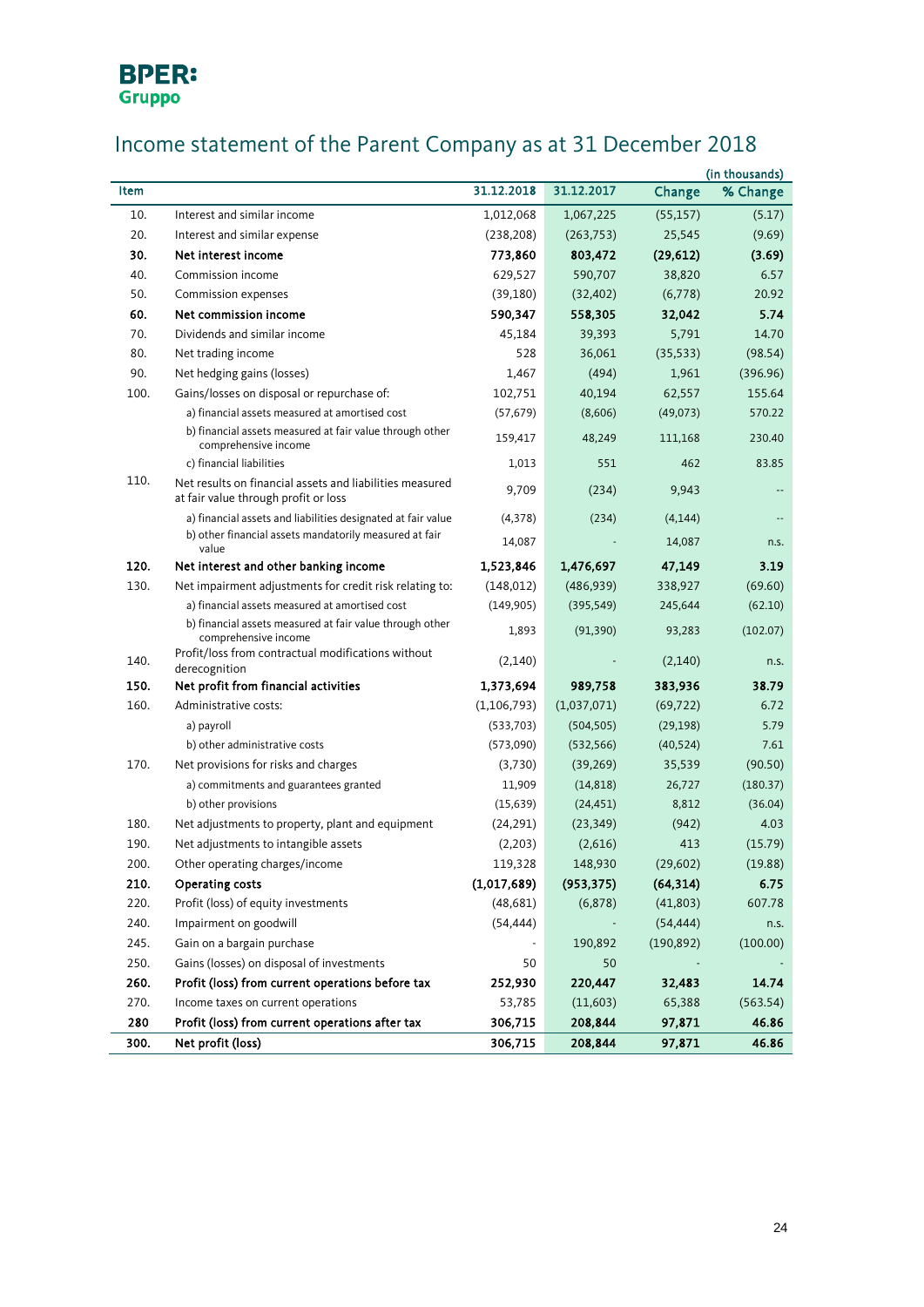BPER: Gruppo

# Income statement of the Parent Company as at 31 December 2018

(in thousands)

| Item | | 31.12.2018 | 31.12.2017 | Change | % Change |
|---|---|---|---|---|---|
| 10. | Interest and similar income | 1,012,068 | 1,067,225 | (55,157) | (5.17) |
| 20. | Interest and similar expense | (238,208) | (263,753) | 25,545 | (9.69) |
| **30.** | **Net interest income** | **773,860** | **803,472** | **(29,612)** | **(3.69)** |
| 40. | Commission income | 629,527 | 590,707 | 38,820 | 6.57 |
| 50. | Commission expenses | (39,180) | (32,402) | (6,778) | 20.92 |
| **60.** | **Net commission income** | **590,347** | **558,305** | **32,042** | **5.74** |
| 70. | Dividends and similar income | 45,184 | 39,393 | 5,791 | 14.70 |
| 80. | Net trading income | 528 | 36,061 | (35,533) | (98.54) |
| 90. | Net hedging gains (losses) | 1,467 | (494) | 1,961 | (396.96) |
| 100. | Gains/losses on disposal or repurchase of: | 102,751 | 40,194 | 62,557 | 155.64 |
| | a) financial assets measured at amortised cost | (57,679) | (8,606) | (49,073) | 570.22 |
| | b) financial assets measured at fair value through other comprehensive income | 159,417 | 48,249 | 111,168 | 230.40 |
| | c) financial liabilities | 1,013 | 551 | 462 | 83.85 |
| 110. | Net results on financial assets and liabilities measured at fair value through profit or loss | 9,709 | (234) | 9,943 | -- |
| | a) financial assets and liabilities designated at fair value | (4,378) | (234) | (4,144) | -- |
| | b) other financial assets mandatorily measured at fair value | 14,087 | - | 14,087 | n.s. |
| **120.** | **Net interest and other banking income** | **1,523,846** | **1,476,697** | **47,149** | **3.19** |
| 130. | Net impairment adjustments for credit risk relating to: | (148,012) | (486,939) | 338,927 | (69.60) |
| | a) financial assets measured at amortised cost | (149,905) | (395,549) | 245,644 | (62.10) |
| | b) financial assets measured at fair value through other comprehensive income | 1,893 | (91,390) | 93,283 | (102.07) |
| 140. | Profit/loss from contractual modifications without derecognition | (2,140) | - | (2,140) | n.s. |
| **150.** | **Net profit from financial activities** | **1,373,694** | **989,758** | **383,936** | **38.79** |
| 160. | Administrative costs: | (1,106,793) | (1,037,071) | (69,722) | 6.72 |
| | a) payroll | (533,703) | (504,505) | (29,198) | 5.79 |
| | b) other administrative costs | (573,090) | (532,566) | (40,524) | 7.61 |
| 170. | Net provisions for risks and charges | (3,730) | (39,269) | 35,539 | (90.50) |
| | a) commitments and guarantees granted | 11,909 | (14,818) | 26,727 | (180.37) |
| | b) other provisions | (15,639) | (24,451) | 8,812 | (36.04) |
| 180. | Net adjustments to property, plant and equipment | (24,291) | (23,349) | (942) | 4.03 |
| 190. | Net adjustments to intangible assets | (2,203) | (2,616) | 413 | (15.79) |
| 200. | Other operating charges/income | 119,328 | 148,930 | (29,602) | (19.88) |
| **210.** | **Operating costs** | **(1,017,689)** | **(953,375)** | **(64,314)** | **6.75** |
| 220. | Profit (loss) of equity investments | (48,681) | (6,878) | (41,803) | 607.78 |
| 240. | Impairment on goodwill | (54,444) | - | (54,444) | n.s. |
| 245. | Gain on a bargain purchase | - | 190,892 | (190,892) | (100.00) |
| 250. | Gains (losses) on disposal of investments | 50 | 50 | - | - |
| **260.** | **Profit (loss) from current operations before tax** | **252,930** | **220,447** | **32,483** | **14.74** |
| 270. | Income taxes on current operations | 53,785 | (11,603) | 65,388 | (563.54) |
| **280** | **Profit (loss) from current operations after tax** | **306,715** | **208,844** | **97,871** | **46.86** |
| **300.** | **Net profit (loss)** | **306,715** | **208,844** | **97,871** | **46.86** |